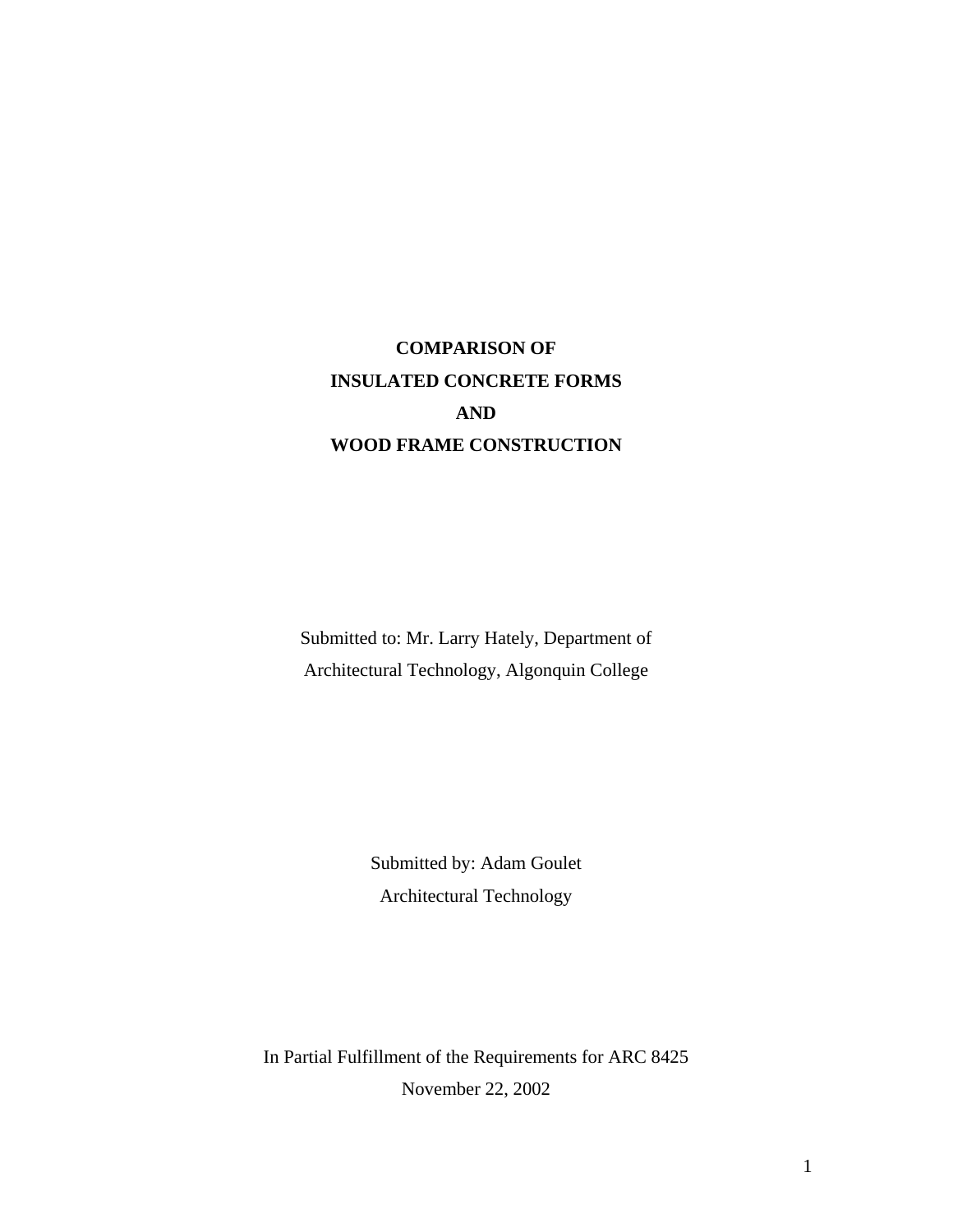# COMPARISON OF INSULATED CONCRETE FORMS AND WOOD FRAME CONSTRUCTION

Submitted to: Mr. Larry Hately, Department of Architectural Technology, Algonquin College

Submitted by: Adam Goulet
Architectural Technology

In Partial Fulfillment of the Requirements for ARC 8425
November 22, 2002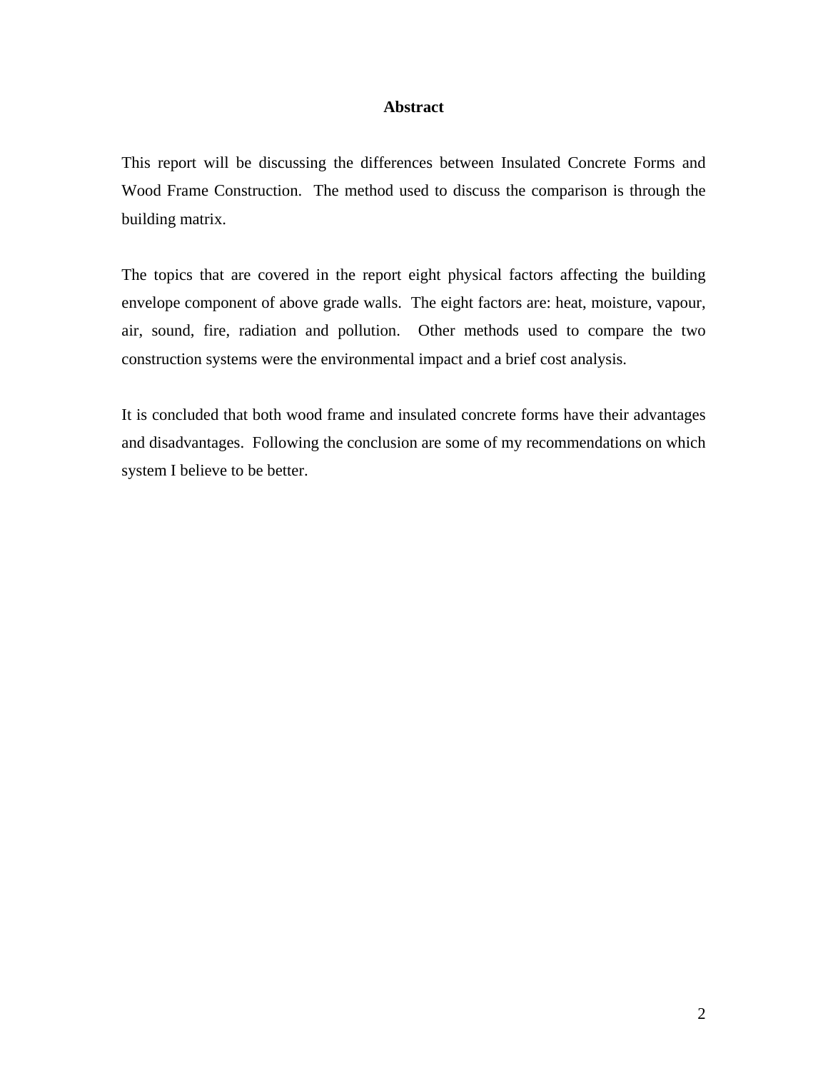# Abstract

This report will be discussing the differences between Insulated Concrete Forms and Wood Frame Construction. The method used to discuss the comparison is through the building matrix.

The topics that are covered in the report eight physical factors affecting the building envelope component of above grade walls. The eight factors are: heat, moisture, vapour, air, sound, fire, radiation and pollution. Other methods used to compare the two construction systems were the environmental impact and a brief cost analysis.

It is concluded that both wood frame and insulated concrete forms have their advantages and disadvantages. Following the conclusion are some of my recommendations on which system I believe to be better.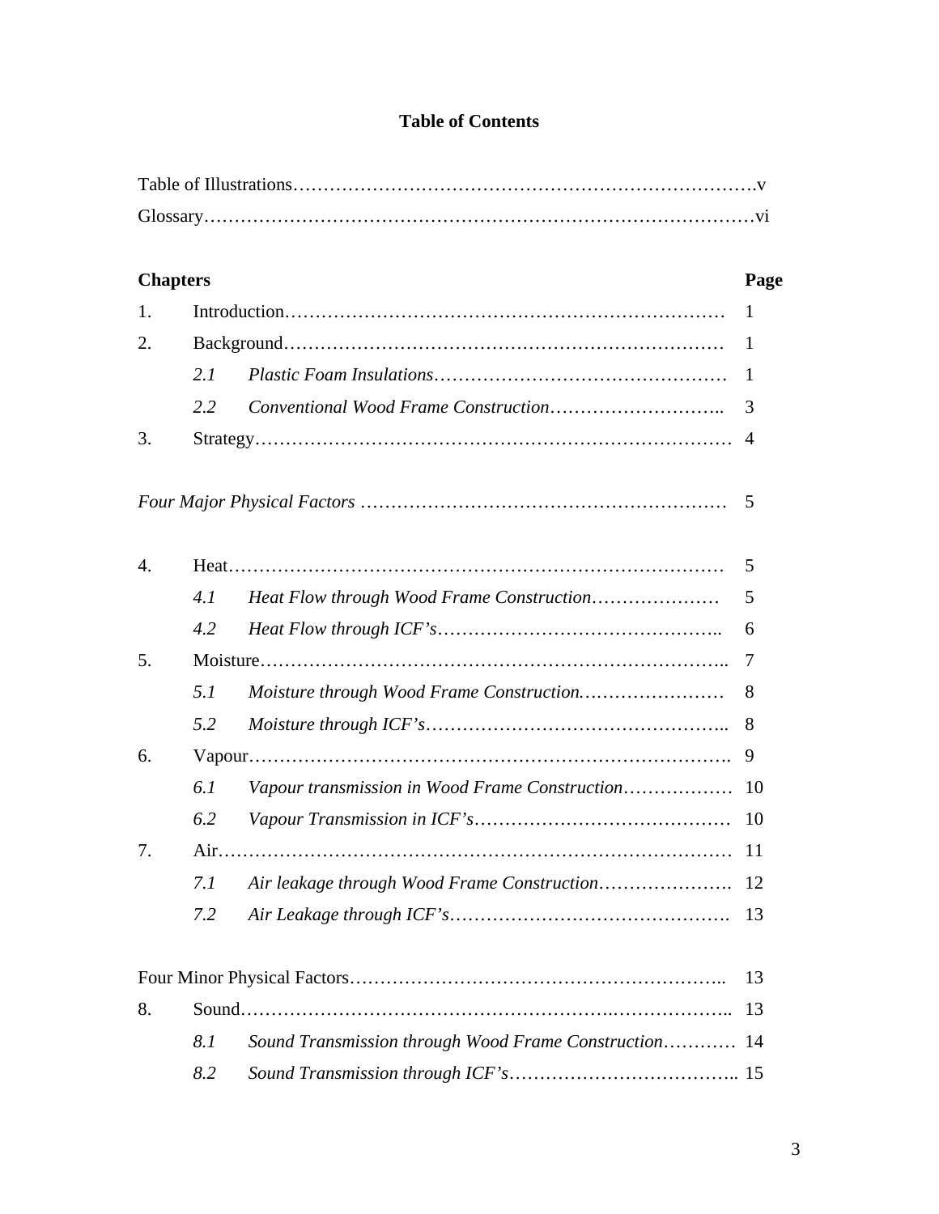**Table of Contents**

Table of Illustrations……………………………………………………………………v
Glossary…………………………………………………………………………………vi

| **Chapters** | | | **Page** |
|---|---|---|---|
| 1. | Introduction……………………………………………………………… | | 1 |
| 2. | Background……………………………………………………………… | | 1 |
| | *2.1* | *Plastic Foam Insulations*………………………………………… | 1 |
| | *2.2* | *Conventional Wood Frame Construction*……………………….. | 3 |
| 3. | Strategy………………………………………………………………… | | 4 |
| *Four Major Physical Factors* …………………………………………………… | | | 5 |
| 4. | Heat……………………………………………………………………… | | 5 |
| | *4.1* | *Heat Flow through Wood Frame Construction*………………… | 5 |
| | *4.2* | *Heat Flow through ICF's*……………………………………….. | 6 |
| 5. | Moisture………………………………………………………………….. | | 7 |
| | *5.1* | *Moisture through Wood Frame Construction.*…………………… | 8 |
| | *5.2* | *Moisture through ICF's*………………………………………….. | 8 |
| 6. | Vapour……………………………………………………………………. | | 9 |
| | *6.1* | *Vapour transmission in Wood Frame Construction*……………… | 10 |
| | *6.2* | *Vapour Transmission in ICF's*…………………………………… | 10 |
| 7. | Air………………………………………………………………………… | | 11 |
| | *7.1* | *Air leakage through Wood Frame Construction*…………………. | 12 |
| | *7.2* | *Air Leakage through ICF's*………………………………………. | 13 |
| Four Minor Physical Factors…………………………………………………….. | | | 13 |
| 8. | Sound…………………………………………………….……………….. | | 13 |
| | *8.1* | *Sound Transmission through Wood Frame Construction*………… | 14 |
| | *8.2* | *Sound Transmission through ICF's*……………………………….. | 15 |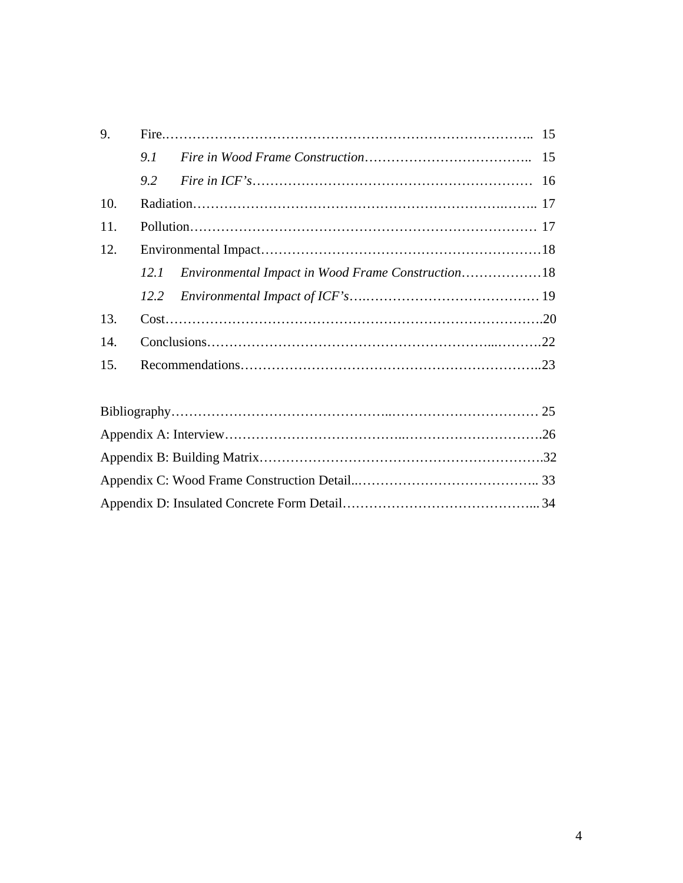| | | |
|---|---|---|
| 9. | Fire | 15 |
| | *9.1 Fire in Wood Frame Construction* | 15 |
| | *9.2 Fire in ICF's* | 16 |
| 10. | Radiation | 17 |
| 11. | Pollution | 17 |
| 12. | Environmental Impact | 18 |
| | *12.1 Environmental Impact in Wood Frame Construction* | 18 |
| | *12.2 Environmental Impact of ICF's* | 19 |
| 13. | Cost | 20 |
| 14. | Conclusions | 22 |
| 15. | Recommendations | 23 |

| | |
|---|---|
| Bibliography | 25 |
| Appendix A: Interview | 26 |
| Appendix B: Building Matrix | 32 |
| Appendix C: Wood Frame Construction Detail | 33 |
| Appendix D: Insulated Concrete Form Detail | 34 |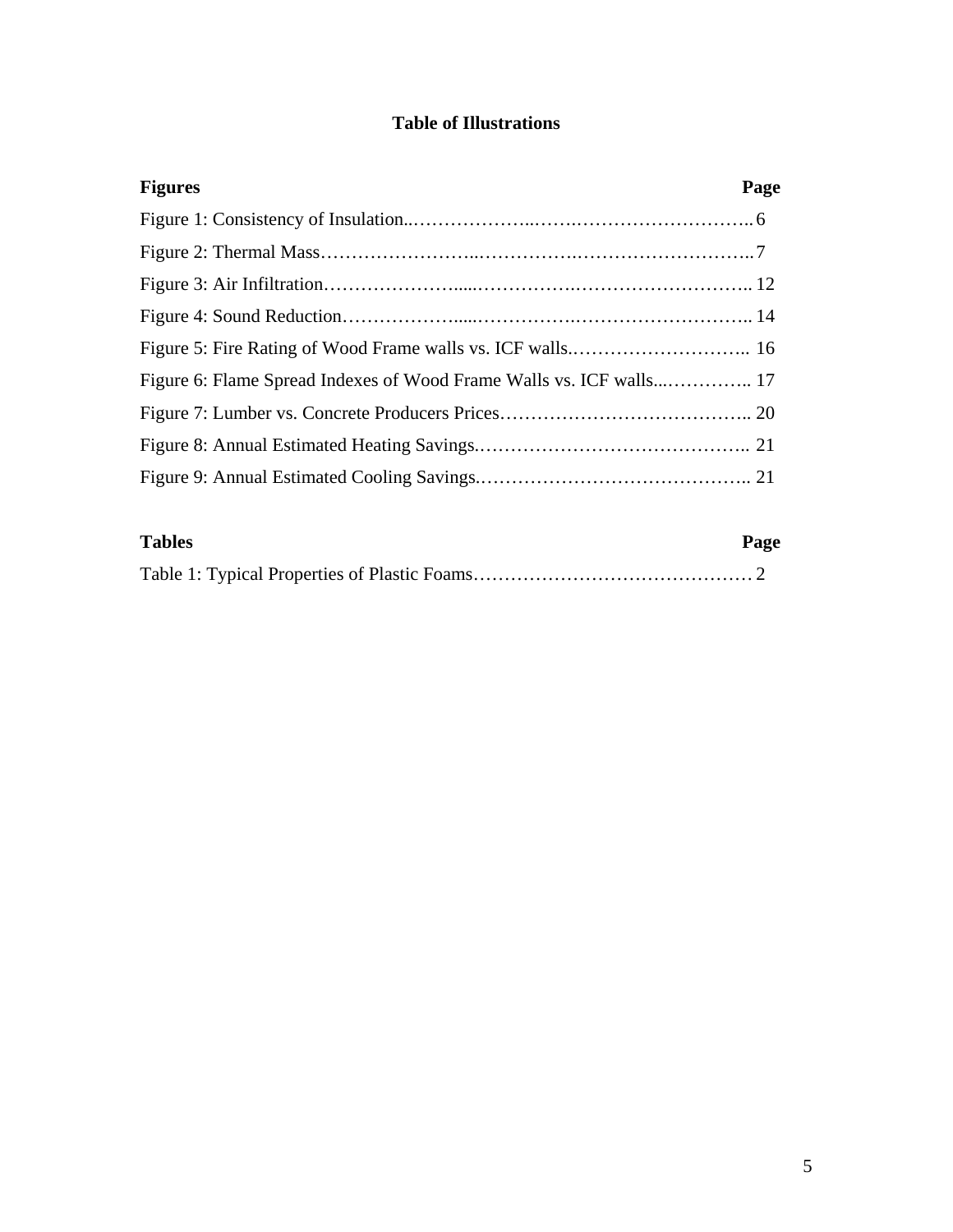# Table of Illustrations

| Figures | Page |
| --- | --- |
| Figure 1: Consistency of Insulation | 6 |
| Figure 2: Thermal Mass | 7 |
| Figure 3: Air Infiltration | 12 |
| Figure 4: Sound Reduction | 14 |
| Figure 5: Fire Rating of Wood Frame walls vs. ICF walls | 16 |
| Figure 6: Flame Spread Indexes of Wood Frame Walls vs. ICF walls | 17 |
| Figure 7: Lumber vs. Concrete Producers Prices | 20 |
| Figure 8: Annual Estimated Heating Savings | 21 |
| Figure 9: Annual Estimated Cooling Savings | 21 |

| Tables | Page |
| --- | --- |
| Table 1: Typical Properties of Plastic Foams | 2 |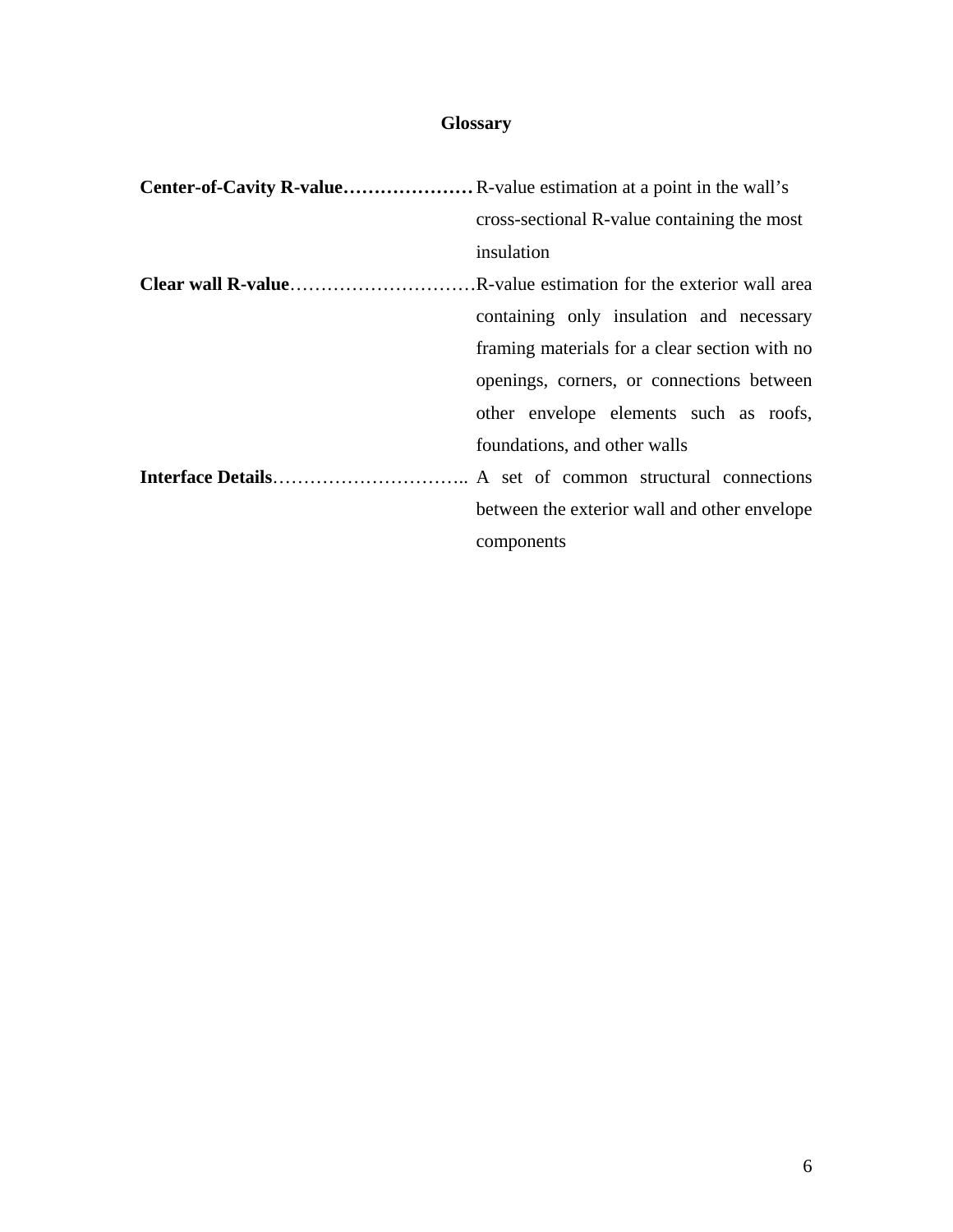# Glossary

**Center-of-Cavity R-value**………………… R-value estimation at a point in the wall's cross-sectional R-value containing the most insulation

**Clear wall R-value**………………………… R-value estimation for the exterior wall area containing only insulation and necessary framing materials for a clear section with no openings, corners, or connections between other envelope elements such as roofs, foundations, and other walls

**Interface Details**………………………….. A set of common structural connections between the exterior wall and other envelope components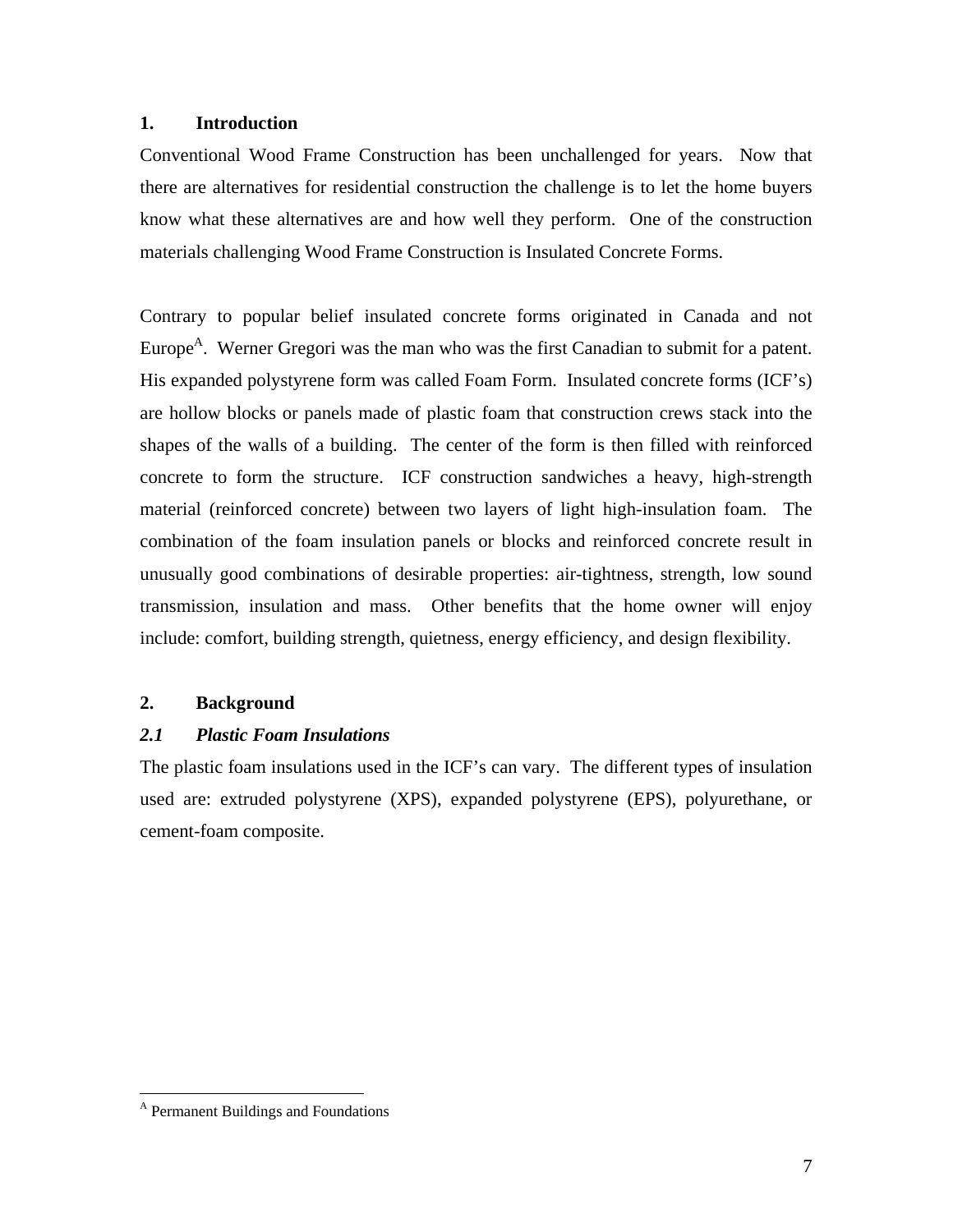## 1. Introduction

Conventional Wood Frame Construction has been unchallenged for years. Now that there are alternatives for residential construction the challenge is to let the home buyers know what these alternatives are and how well they perform. One of the construction materials challenging Wood Frame Construction is Insulated Concrete Forms.

Contrary to popular belief insulated concrete forms originated in Canada and not Europe[A]. Werner Gregori was the man who was the first Canadian to submit for a patent. His expanded polystyrene form was called Foam Form. Insulated concrete forms (ICF's) are hollow blocks or panels made of plastic foam that construction crews stack into the shapes of the walls of a building. The center of the form is then filled with reinforced concrete to form the structure. ICF construction sandwiches a heavy, high-strength material (reinforced concrete) between two layers of light high-insulation foam. The combination of the foam insulation panels or blocks and reinforced concrete result in unusually good combinations of desirable properties: air-tightness, strength, low sound transmission, insulation and mass. Other benefits that the home owner will enjoy include: comfort, building strength, quietness, energy efficiency, and design flexibility.

## 2. Background

### *2.1 Plastic Foam Insulations*

The plastic foam insulations used in the ICF's can vary. The different types of insulation used are: extruded polystyrene (XPS), expanded polystyrene (EPS), polyurethane, or cement-foam composite.

[A] Permanent Buildings and Foundations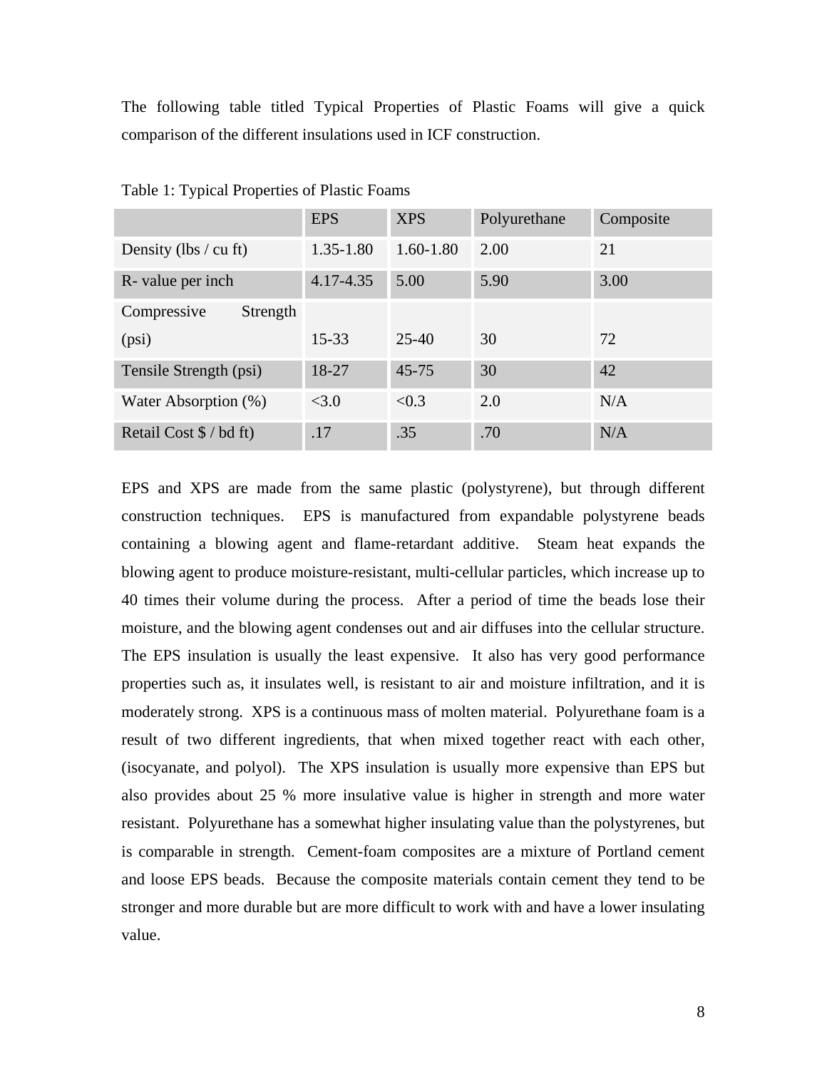The following table titled Typical Properties of Plastic Foams will give a quick comparison of the different insulations used in ICF construction.

Table 1: Typical Properties of Plastic Foams

| | EPS | XPS | Polyurethane | Composite |
|---|---|---|---|---|
| Density (lbs / cu ft) | 1.35-1.80 | 1.60-1.80 | 2.00 | 21 |
| R- value per inch | 4.17-4.35 | 5.00 | 5.90 | 3.00 |
| Compressive Strength (psi) | 15-33 | 25-40 | 30 | 72 |
| Tensile Strength (psi) | 18-27 | 45-75 | 30 | 42 |
| Water Absorption (%) | <3.0 | <0.3 | 2.0 | N/A |
| Retail Cost $ / bd ft) | .17 | .35 | .70 | N/A |

EPS and XPS are made from the same plastic (polystyrene), but through different construction techniques. EPS is manufactured from expandable polystyrene beads containing a blowing agent and flame-retardant additive. Steam heat expands the blowing agent to produce moisture-resistant, multi-cellular particles, which increase up to 40 times their volume during the process. After a period of time the beads lose their moisture, and the blowing agent condenses out and air diffuses into the cellular structure. The EPS insulation is usually the least expensive. It also has very good performance properties such as, it insulates well, is resistant to air and moisture infiltration, and it is moderately strong. XPS is a continuous mass of molten material. Polyurethane foam is a result of two different ingredients, that when mixed together react with each other, (isocyanate, and polyol). The XPS insulation is usually more expensive than EPS but also provides about 25 % more insulative value is higher in strength and more water resistant. Polyurethane has a somewhat higher insulating value than the polystyrenes, but is comparable in strength. Cement-foam composites are a mixture of Portland cement and loose EPS beads. Because the composite materials contain cement they tend to be stronger and more durable but are more difficult to work with and have a lower insulating value.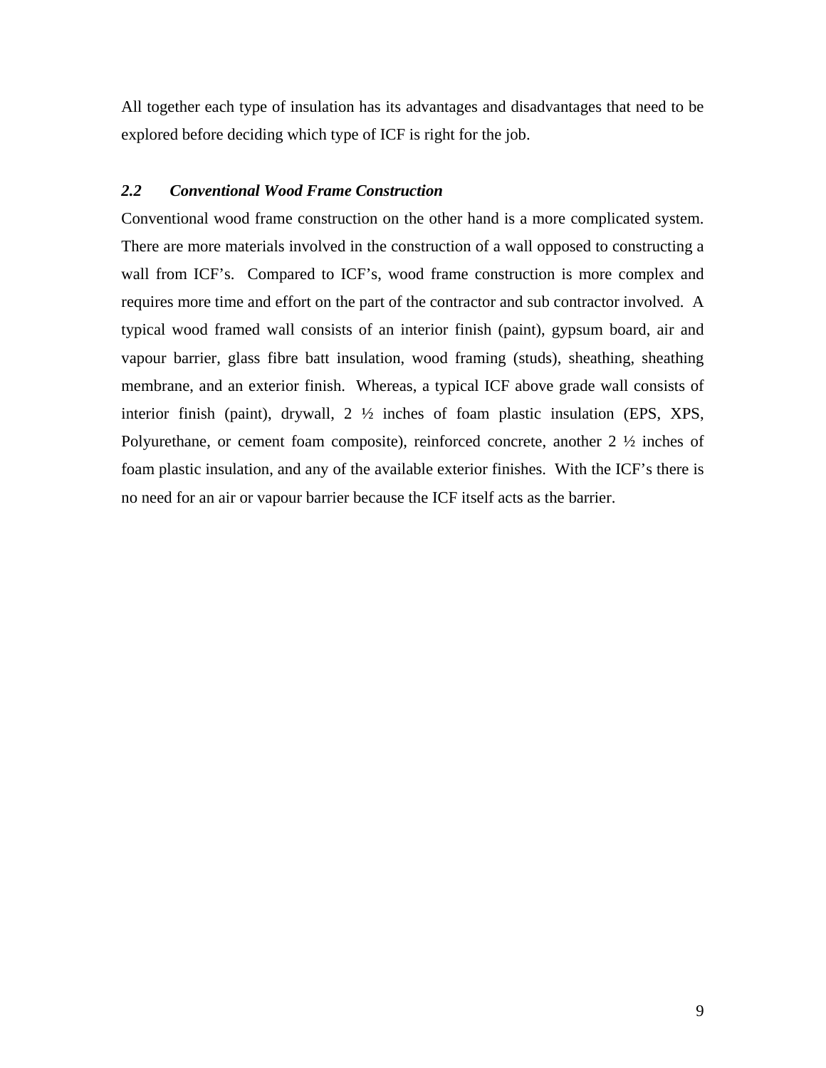All together each type of insulation has its advantages and disadvantages that need to be explored before deciding which type of ICF is right for the job.

### *2.2 Conventional Wood Frame Construction*

Conventional wood frame construction on the other hand is a more complicated system. There are more materials involved in the construction of a wall opposed to constructing a wall from ICF's. Compared to ICF's, wood frame construction is more complex and requires more time and effort on the part of the contractor and sub contractor involved. A typical wood framed wall consists of an interior finish (paint), gypsum board, air and vapour barrier, glass fibre batt insulation, wood framing (studs), sheathing, sheathing membrane, and an exterior finish. Whereas, a typical ICF above grade wall consists of interior finish (paint), drywall, 2 ½ inches of foam plastic insulation (EPS, XPS, Polyurethane, or cement foam composite), reinforced concrete, another 2 ½ inches of foam plastic insulation, and any of the available exterior finishes. With the ICF's there is no need for an air or vapour barrier because the ICF itself acts as the barrier.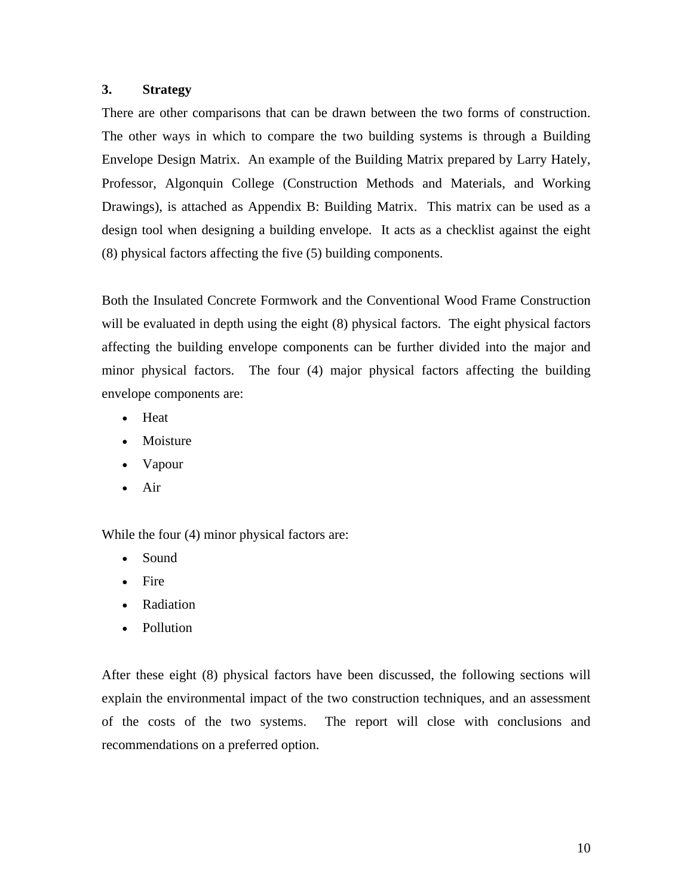## 3. Strategy

There are other comparisons that can be drawn between the two forms of construction. The other ways in which to compare the two building systems is through a Building Envelope Design Matrix. An example of the Building Matrix prepared by Larry Hately, Professor, Algonquin College (Construction Methods and Materials, and Working Drawings), is attached as Appendix B: Building Matrix. This matrix can be used as a design tool when designing a building envelope. It acts as a checklist against the eight (8) physical factors affecting the five (5) building components.

Both the Insulated Concrete Formwork and the Conventional Wood Frame Construction will be evaluated in depth using the eight (8) physical factors. The eight physical factors affecting the building envelope components can be further divided into the major and minor physical factors. The four (4) major physical factors affecting the building envelope components are:

- Heat
- Moisture
- Vapour
- Air

While the four (4) minor physical factors are:

- Sound
- Fire
- Radiation
- Pollution

After these eight (8) physical factors have been discussed, the following sections will explain the environmental impact of the two construction techniques, and an assessment of the costs of the two systems. The report will close with conclusions and recommendations on a preferred option.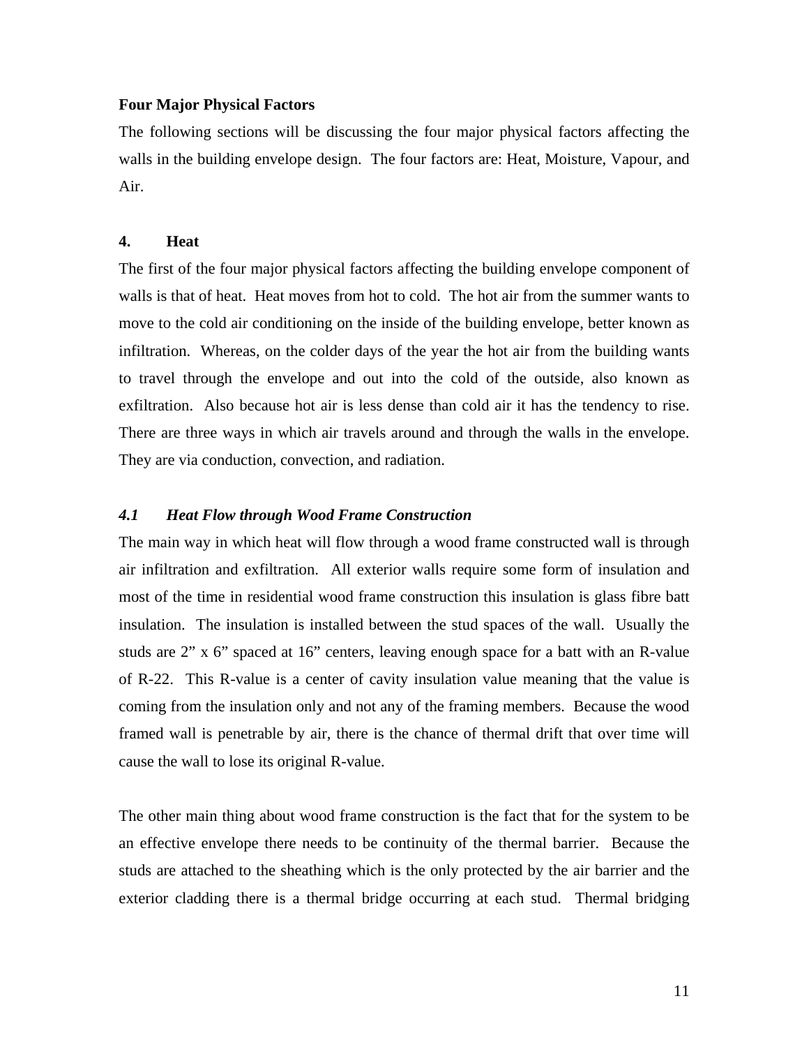**Four Major Physical Factors**

The following sections will be discussing the four major physical factors affecting the walls in the building envelope design. The four factors are: Heat, Moisture, Vapour, and Air.

## 4. Heat

The first of the four major physical factors affecting the building envelope component of walls is that of heat. Heat moves from hot to cold. The hot air from the summer wants to move to the cold air conditioning on the inside of the building envelope, better known as infiltration. Whereas, on the colder days of the year the hot air from the building wants to travel through the envelope and out into the cold of the outside, also known as exfiltration. Also because hot air is less dense than cold air it has the tendency to rise. There are three ways in which air travels around and through the walls in the envelope. They are via conduction, convection, and radiation.

### *4.1 Heat Flow through Wood Frame Construction*

The main way in which heat will flow through a wood frame constructed wall is through air infiltration and exfiltration. All exterior walls require some form of insulation and most of the time in residential wood frame construction this insulation is glass fibre batt insulation. The insulation is installed between the stud spaces of the wall. Usually the studs are 2” x 6” spaced at 16” centers, leaving enough space for a batt with an R-value of R-22. This R-value is a center of cavity insulation value meaning that the value is coming from the insulation only and not any of the framing members. Because the wood framed wall is penetrable by air, there is the chance of thermal drift that over time will cause the wall to lose its original R-value.

The other main thing about wood frame construction is the fact that for the system to be an effective envelope there needs to be continuity of the thermal barrier. Because the studs are attached to the sheathing which is the only protected by the air barrier and the exterior cladding there is a thermal bridge occurring at each stud. Thermal bridging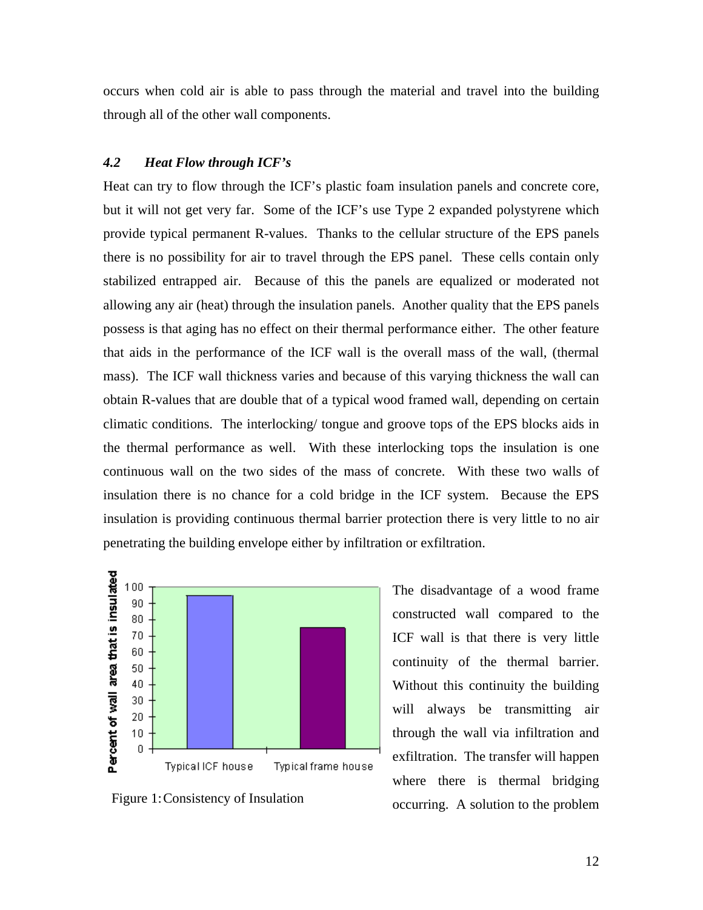occurs when cold air is able to pass through the material and travel into the building through all of the other wall components.

### *4.2 Heat Flow through ICF's*

Heat can try to flow through the ICF's plastic foam insulation panels and concrete core, but it will not get very far. Some of the ICF's use Type 2 expanded polystyrene which provide typical permanent R-values. Thanks to the cellular structure of the EPS panels there is no possibility for air to travel through the EPS panel. These cells contain only stabilized entrapped air. Because of this the panels are equalized or moderated not allowing any air (heat) through the insulation panels. Another quality that the EPS panels possess is that aging has no effect on their thermal performance either. The other feature that aids in the performance of the ICF wall is the overall mass of the wall, (thermal mass). The ICF wall thickness varies and because of this varying thickness the wall can obtain R-values that are double that of a typical wood framed wall, depending on certain climatic conditions. The interlocking/ tongue and groove tops of the EPS blocks aids in the thermal performance as well. With these interlocking tops the insulation is one continuous wall on the two sides of the mass of concrete. With these two walls of insulation there is no chance for a cold bridge in the ICF system. Because the EPS insulation is providing continuous thermal barrier protection there is very little to no air penetrating the building envelope either by infiltration or exfiltration.

Figure 1: Consistency of Insulation

The disadvantage of a wood frame constructed wall compared to the ICF wall is that there is very little continuity of the thermal barrier. Without this continuity the building will always be transmitting air through the wall via infiltration and exfiltration. The transfer will happen where there is thermal bridging occurring. A solution to the problem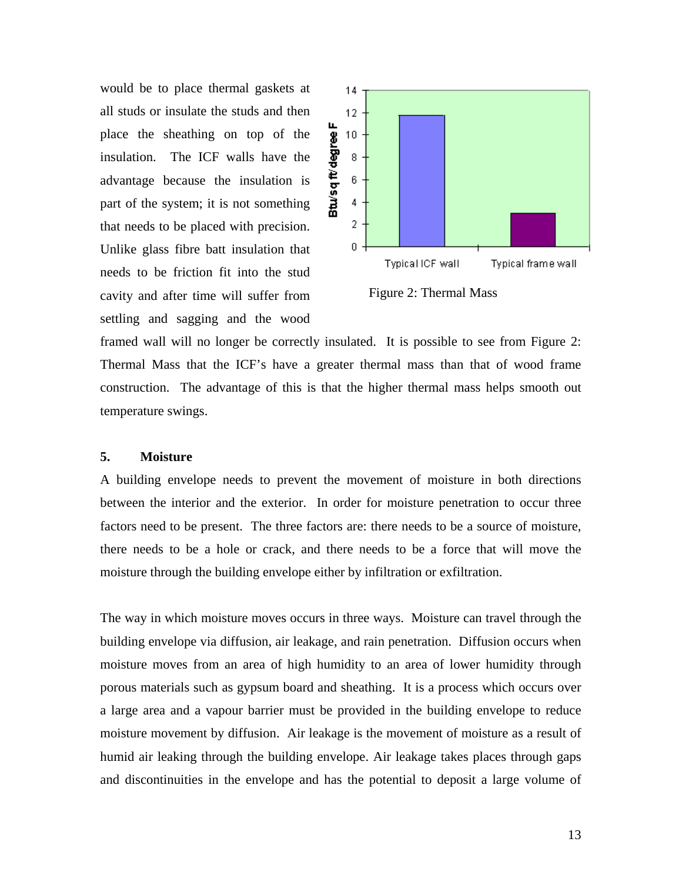would be to place thermal gaskets at all studs or insulate the studs and then place the sheathing on top of the insulation. The ICF walls have the advantage because the insulation is part of the system; it is not something that needs to be placed with precision. Unlike glass fibre batt insulation that needs to be friction fit into the stud cavity and after time will suffer from settling and sagging and the wood framed wall will no longer be correctly insulated. It is possible to see from Figure 2: Thermal Mass that the ICF's have a greater thermal mass than that of wood frame construction. The advantage of this is that the higher thermal mass helps smooth out temperature swings.

Figure 2: Thermal Mass

## 5. Moisture

A building envelope needs to prevent the movement of moisture in both directions between the interior and the exterior. In order for moisture penetration to occur three factors need to be present. The three factors are: there needs to be a source of moisture, there needs to be a hole or crack, and there needs to be a force that will move the moisture through the building envelope either by infiltration or exfiltration.

The way in which moisture moves occurs in three ways. Moisture can travel through the building envelope via diffusion, air leakage, and rain penetration. Diffusion occurs when moisture moves from an area of high humidity to an area of lower humidity through porous materials such as gypsum board and sheathing. It is a process which occurs over a large area and a vapour barrier must be provided in the building envelope to reduce moisture movement by diffusion. Air leakage is the movement of moisture as a result of humid air leaking through the building envelope. Air leakage takes places through gaps and discontinuities in the envelope and has the potential to deposit a large volume of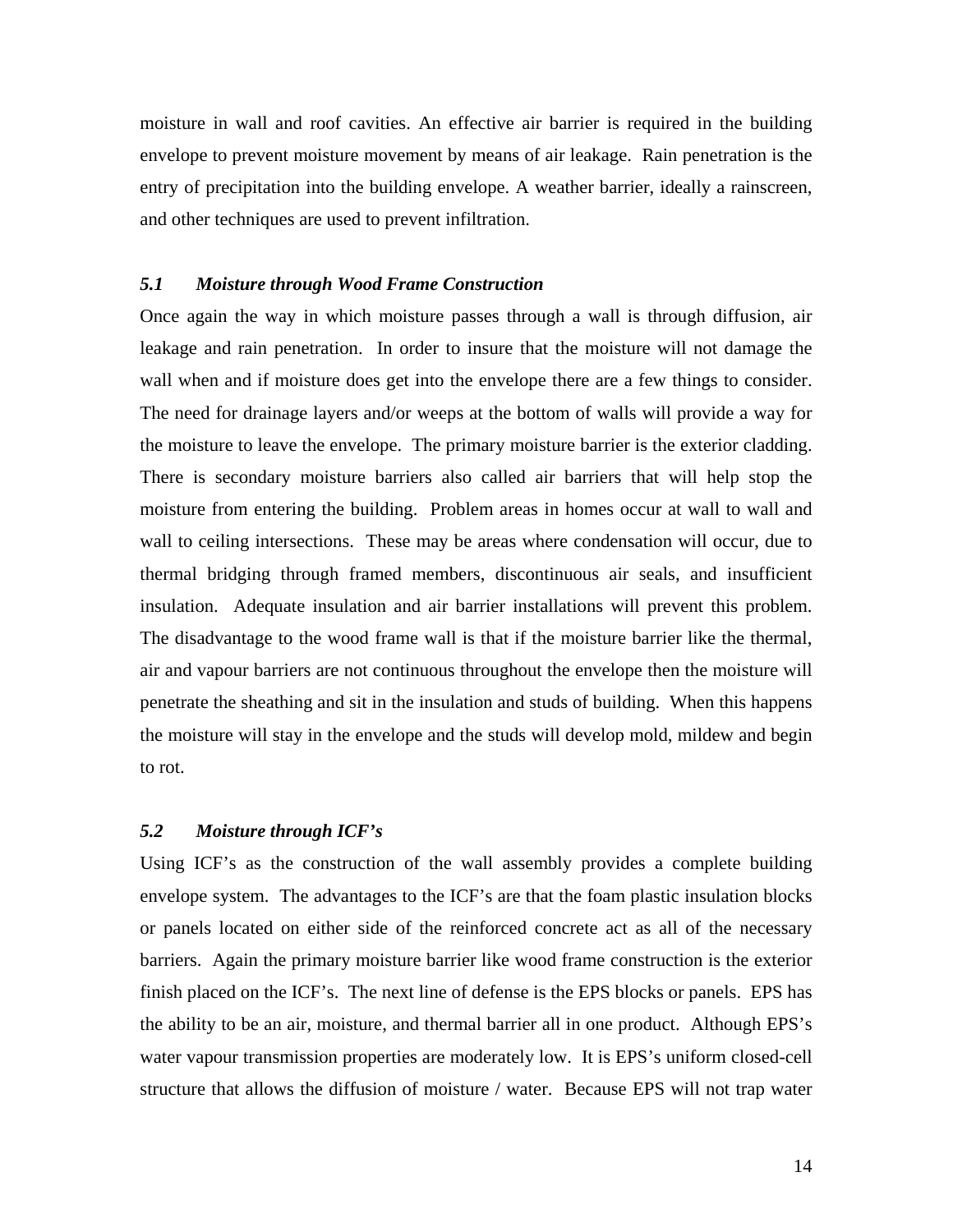moisture in wall and roof cavities. An effective air barrier is required in the building envelope to prevent moisture movement by means of air leakage. Rain penetration is the entry of precipitation into the building envelope. A weather barrier, ideally a rainscreen, and other techniques are used to prevent infiltration.

### *5.1 Moisture through Wood Frame Construction*

Once again the way in which moisture passes through a wall is through diffusion, air leakage and rain penetration. In order to insure that the moisture will not damage the wall when and if moisture does get into the envelope there are a few things to consider. The need for drainage layers and/or weeps at the bottom of walls will provide a way for the moisture to leave the envelope. The primary moisture barrier is the exterior cladding. There is secondary moisture barriers also called air barriers that will help stop the moisture from entering the building. Problem areas in homes occur at wall to wall and wall to ceiling intersections. These may be areas where condensation will occur, due to thermal bridging through framed members, discontinuous air seals, and insufficient insulation. Adequate insulation and air barrier installations will prevent this problem. The disadvantage to the wood frame wall is that if the moisture barrier like the thermal, air and vapour barriers are not continuous throughout the envelope then the moisture will penetrate the sheathing and sit in the insulation and studs of building. When this happens the moisture will stay in the envelope and the studs will develop mold, mildew and begin to rot.

### *5.2 Moisture through ICF's*

Using ICF's as the construction of the wall assembly provides a complete building envelope system. The advantages to the ICF's are that the foam plastic insulation blocks or panels located on either side of the reinforced concrete act as all of the necessary barriers. Again the primary moisture barrier like wood frame construction is the exterior finish placed on the ICF's. The next line of defense is the EPS blocks or panels. EPS has the ability to be an air, moisture, and thermal barrier all in one product. Although EPS's water vapour transmission properties are moderately low. It is EPS's uniform closed-cell structure that allows the diffusion of moisture / water. Because EPS will not trap water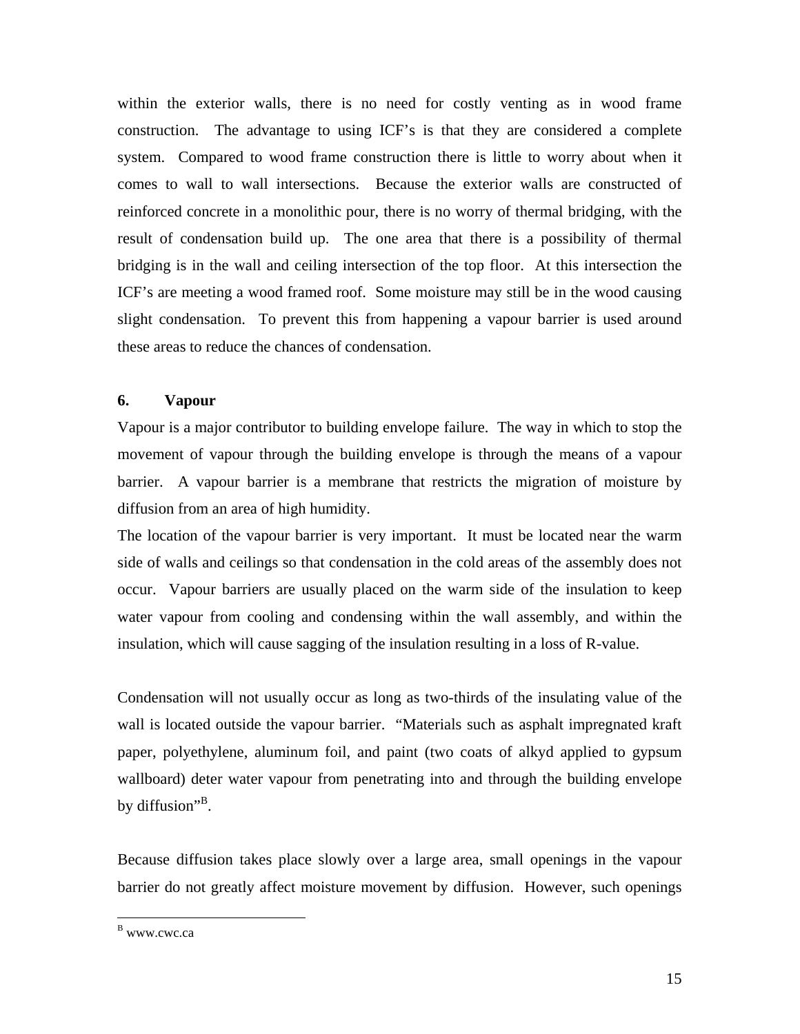within the exterior walls, there is no need for costly venting as in wood frame construction. The advantage to using ICF's is that they are considered a complete system. Compared to wood frame construction there is little to worry about when it comes to wall to wall intersections. Because the exterior walls are constructed of reinforced concrete in a monolithic pour, there is no worry of thermal bridging, with the result of condensation build up. The one area that there is a possibility of thermal bridging is in the wall and ceiling intersection of the top floor. At this intersection the ICF's are meeting a wood framed roof. Some moisture may still be in the wood causing slight condensation. To prevent this from happening a vapour barrier is used around these areas to reduce the chances of condensation.

## 6. Vapour

Vapour is a major contributor to building envelope failure. The way in which to stop the movement of vapour through the building envelope is through the means of a vapour barrier. A vapour barrier is a membrane that restricts the migration of moisture by diffusion from an area of high humidity.

The location of the vapour barrier is very important. It must be located near the warm side of walls and ceilings so that condensation in the cold areas of the assembly does not occur. Vapour barriers are usually placed on the warm side of the insulation to keep water vapour from cooling and condensing within the wall assembly, and within the insulation, which will cause sagging of the insulation resulting in a loss of R-value.

Condensation will not usually occur as long as two-thirds of the insulating value of the wall is located outside the vapour barrier. "Materials such as asphalt impregnated kraft paper, polyethylene, aluminum foil, and paint (two coats of alkyd applied to gypsum wallboard) deter water vapour from penetrating into and through the building envelope by diffusion"[B].

Because diffusion takes place slowly over a large area, small openings in the vapour barrier do not greatly affect moisture movement by diffusion. However, such openings

[B] www.cwc.ca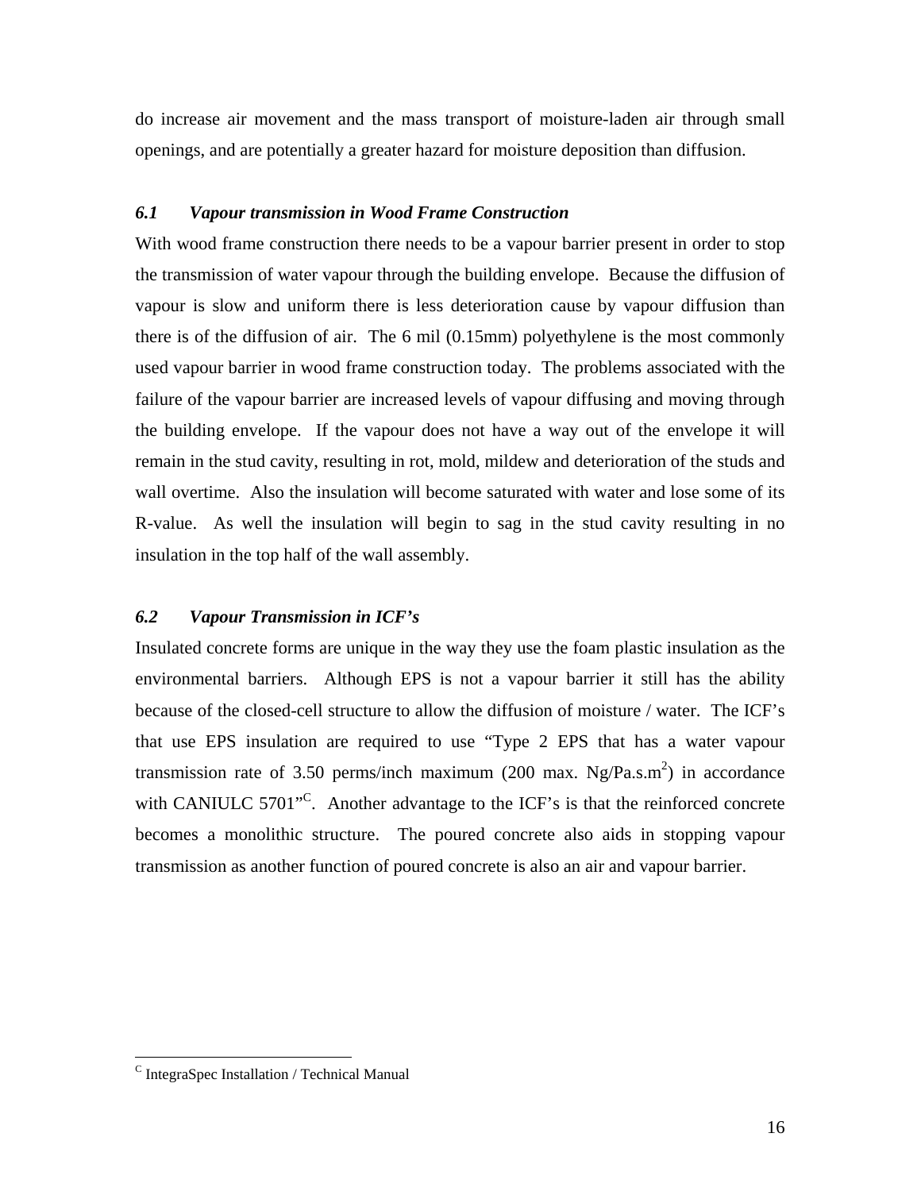do increase air movement and the mass transport of moisture-laden air through small openings, and are potentially a greater hazard for moisture deposition than diffusion.

### *6.1 Vapour transmission in Wood Frame Construction*

With wood frame construction there needs to be a vapour barrier present in order to stop the transmission of water vapour through the building envelope. Because the diffusion of vapour is slow and uniform there is less deterioration cause by vapour diffusion than there is of the diffusion of air. The 6 mil (0.15mm) polyethylene is the most commonly used vapour barrier in wood frame construction today. The problems associated with the failure of the vapour barrier are increased levels of vapour diffusing and moving through the building envelope. If the vapour does not have a way out of the envelope it will remain in the stud cavity, resulting in rot, mold, mildew and deterioration of the studs and wall overtime. Also the insulation will become saturated with water and lose some of its R-value. As well the insulation will begin to sag in the stud cavity resulting in no insulation in the top half of the wall assembly.

### *6.2 Vapour Transmission in ICF's*

Insulated concrete forms are unique in the way they use the foam plastic insulation as the environmental barriers. Although EPS is not a vapour barrier it still has the ability because of the closed-cell structure to allow the diffusion of moisture / water. The ICF's that use EPS insulation are required to use "Type 2 EPS that has a water vapour transmission rate of 3.50 perms/inch maximum (200 max. Ng/Pa.s.$m^2$) in accordance with CANIULC 5701"[C]. Another advantage to the ICF's is that the reinforced concrete becomes a monolithic structure. The poured concrete also aids in stopping vapour transmission as another function of poured concrete is also an air and vapour barrier.

[C] IntegraSpec Installation / Technical Manual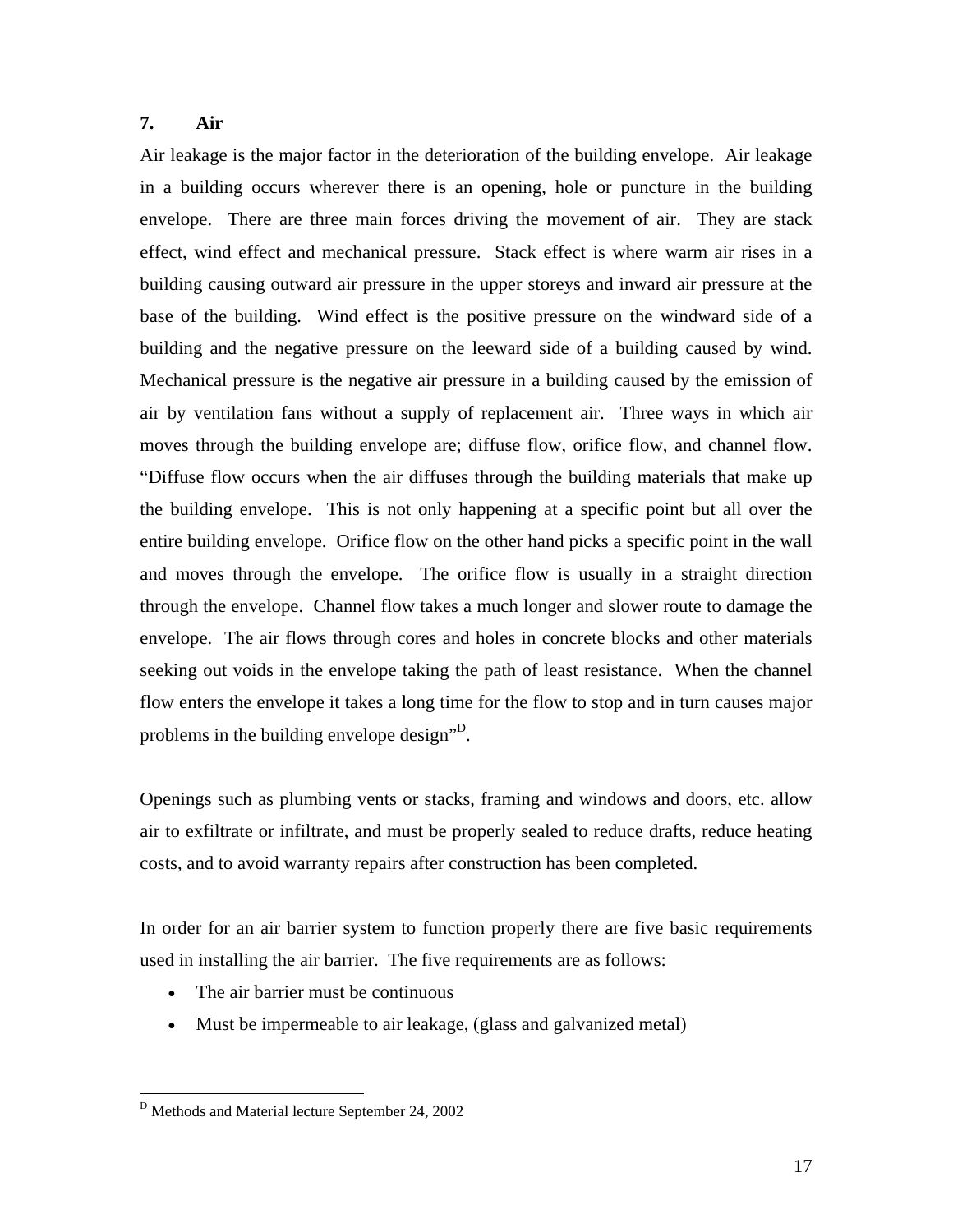## 7. Air

Air leakage is the major factor in the deterioration of the building envelope. Air leakage in a building occurs wherever there is an opening, hole or puncture in the building envelope. There are three main forces driving the movement of air. They are stack effect, wind effect and mechanical pressure. Stack effect is where warm air rises in a building causing outward air pressure in the upper storeys and inward air pressure at the base of the building. Wind effect is the positive pressure on the windward side of a building and the negative pressure on the leeward side of a building caused by wind. Mechanical pressure is the negative air pressure in a building caused by the emission of air by ventilation fans without a supply of replacement air. Three ways in which air moves through the building envelope are; diffuse flow, orifice flow, and channel flow. "Diffuse flow occurs when the air diffuses through the building materials that make up the building envelope. This is not only happening at a specific point but all over the entire building envelope. Orifice flow on the other hand picks a specific point in the wall and moves through the envelope. The orifice flow is usually in a straight direction through the envelope. Channel flow takes a much longer and slower route to damage the envelope. The air flows through cores and holes in concrete blocks and other materials seeking out voids in the envelope taking the path of least resistance. When the channel flow enters the envelope it takes a long time for the flow to stop and in turn causes major problems in the building envelope design"[D].

Openings such as plumbing vents or stacks, framing and windows and doors, etc. allow air to exfiltrate or infiltrate, and must be properly sealed to reduce drafts, reduce heating costs, and to avoid warranty repairs after construction has been completed.

In order for an air barrier system to function properly there are five basic requirements used in installing the air barrier. The five requirements are as follows:

- The air barrier must be continuous
- Must be impermeable to air leakage, (glass and galvanized metal)

---

[D] Methods and Material lecture September 24, 2002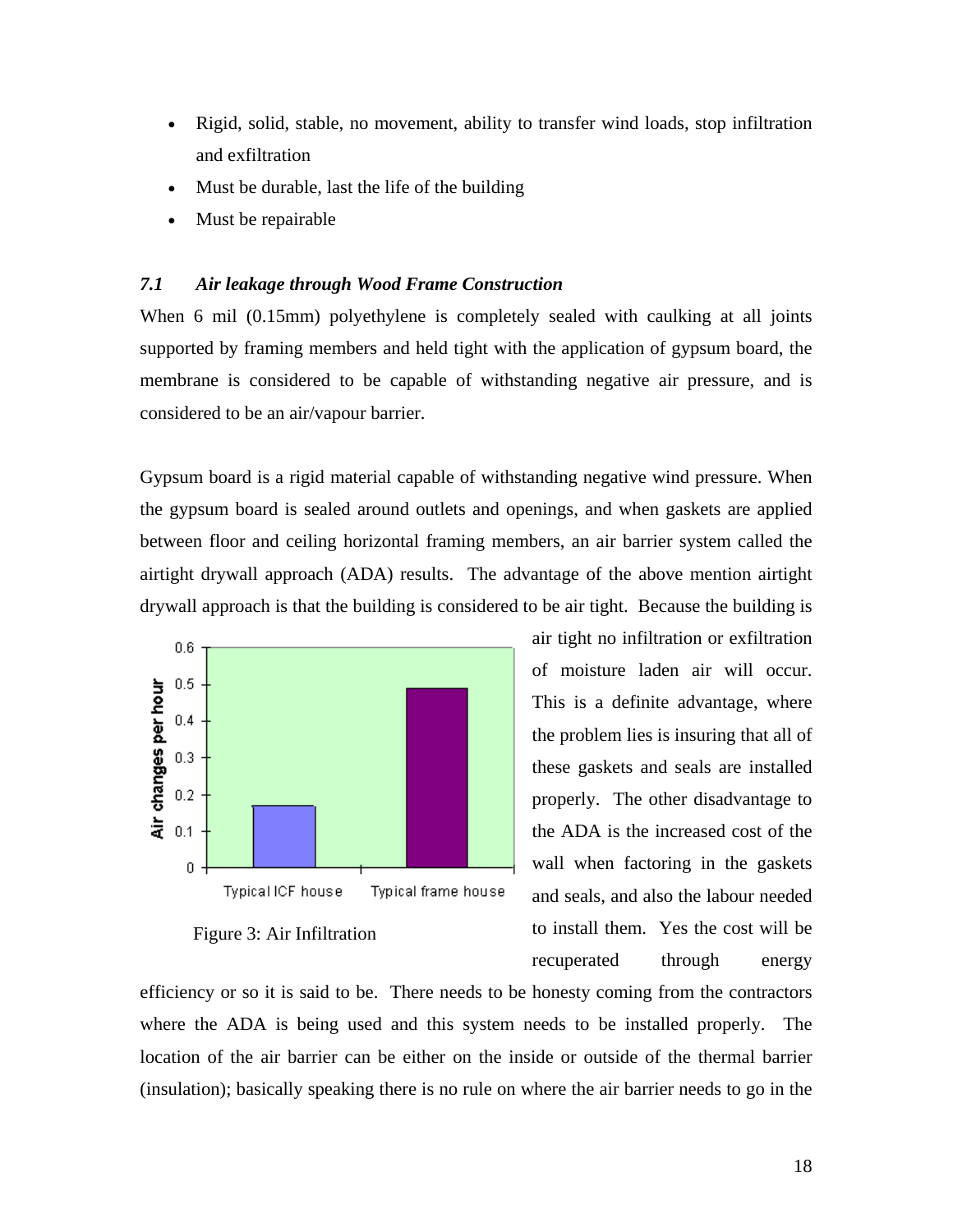- Rigid, solid, stable, no movement, ability to transfer wind loads, stop infiltration and exfiltration
- Must be durable, last the life of the building
- Must be repairable

### *7.1 Air leakage through Wood Frame Construction*

When 6 mil (0.15mm) polyethylene is completely sealed with caulking at all joints supported by framing members and held tight with the application of gypsum board, the membrane is considered to be capable of withstanding negative air pressure, and is considered to be an air/vapour barrier.

Gypsum board is a rigid material capable of withstanding negative wind pressure. When the gypsum board is sealed around outlets and openings, and when gaskets are applied between floor and ceiling horizontal framing members, an air barrier system called the airtight drywall approach (ADA) results. The advantage of the above mention airtight drywall approach is that the building is considered to be air tight. Because the building is air tight no infiltration or exfiltration of moisture laden air will occur. This is a definite advantage, where the problem lies is insuring that all of these gaskets and seals are installed properly. The other disadvantage to the ADA is the increased cost of the wall when factoring in the gaskets and seals, and also the labour needed to install them. Yes the cost will be recuperated through energy efficiency or so it is said to be. There needs to be honesty coming from the contractors where the ADA is being used and this system needs to be installed properly. The location of the air barrier can be either on the inside or outside of the thermal barrier (insulation); basically speaking there is no rule on where the air barrier needs to go in the

Figure 3: Air Infiltration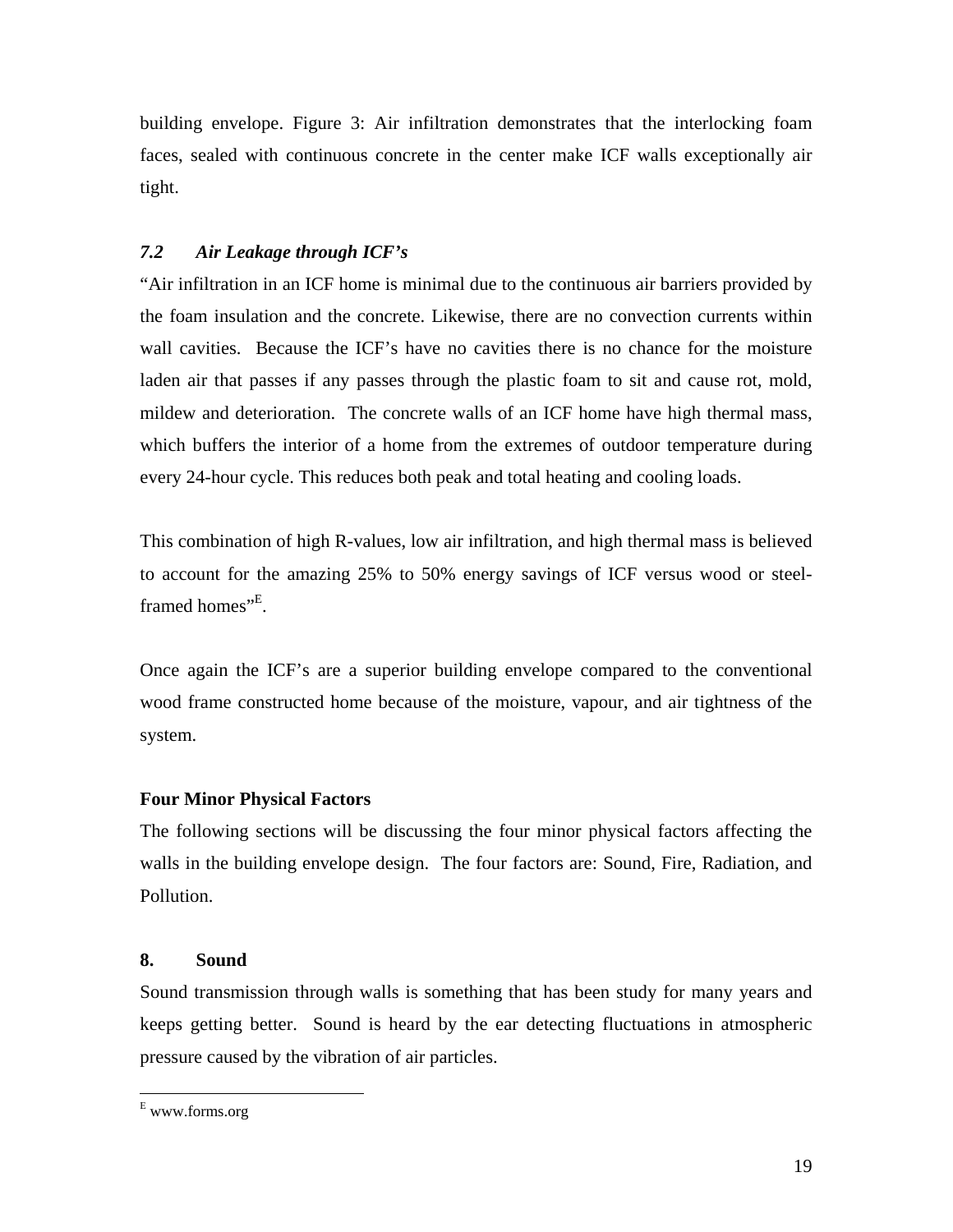building envelope. Figure 3: Air infiltration demonstrates that the interlocking foam faces, sealed with continuous concrete in the center make ICF walls exceptionally air tight.

### *7.2 Air Leakage through ICF's*

"Air infiltration in an ICF home is minimal due to the continuous air barriers provided by the foam insulation and the concrete. Likewise, there are no convection currents within wall cavities. Because the ICF's have no cavities there is no chance for the moisture laden air that passes if any passes through the plastic foam to sit and cause rot, mold, mildew and deterioration. The concrete walls of an ICF home have high thermal mass, which buffers the interior of a home from the extremes of outdoor temperature during every 24-hour cycle. This reduces both peak and total heating and cooling loads.

This combination of high R-values, low air infiltration, and high thermal mass is believed to account for the amazing 25% to 50% energy savings of ICF versus wood or steel-framed homes"[E].

Once again the ICF's are a superior building envelope compared to the conventional wood frame constructed home because of the moisture, vapour, and air tightness of the system.

**Four Minor Physical Factors**

The following sections will be discussing the four minor physical factors affecting the walls in the building envelope design. The four factors are: Sound, Fire, Radiation, and Pollution.

## 8. Sound

Sound transmission through walls is something that has been study for many years and keeps getting better. Sound is heard by the ear detecting fluctuations in atmospheric pressure caused by the vibration of air particles.

---

[E] www.forms.org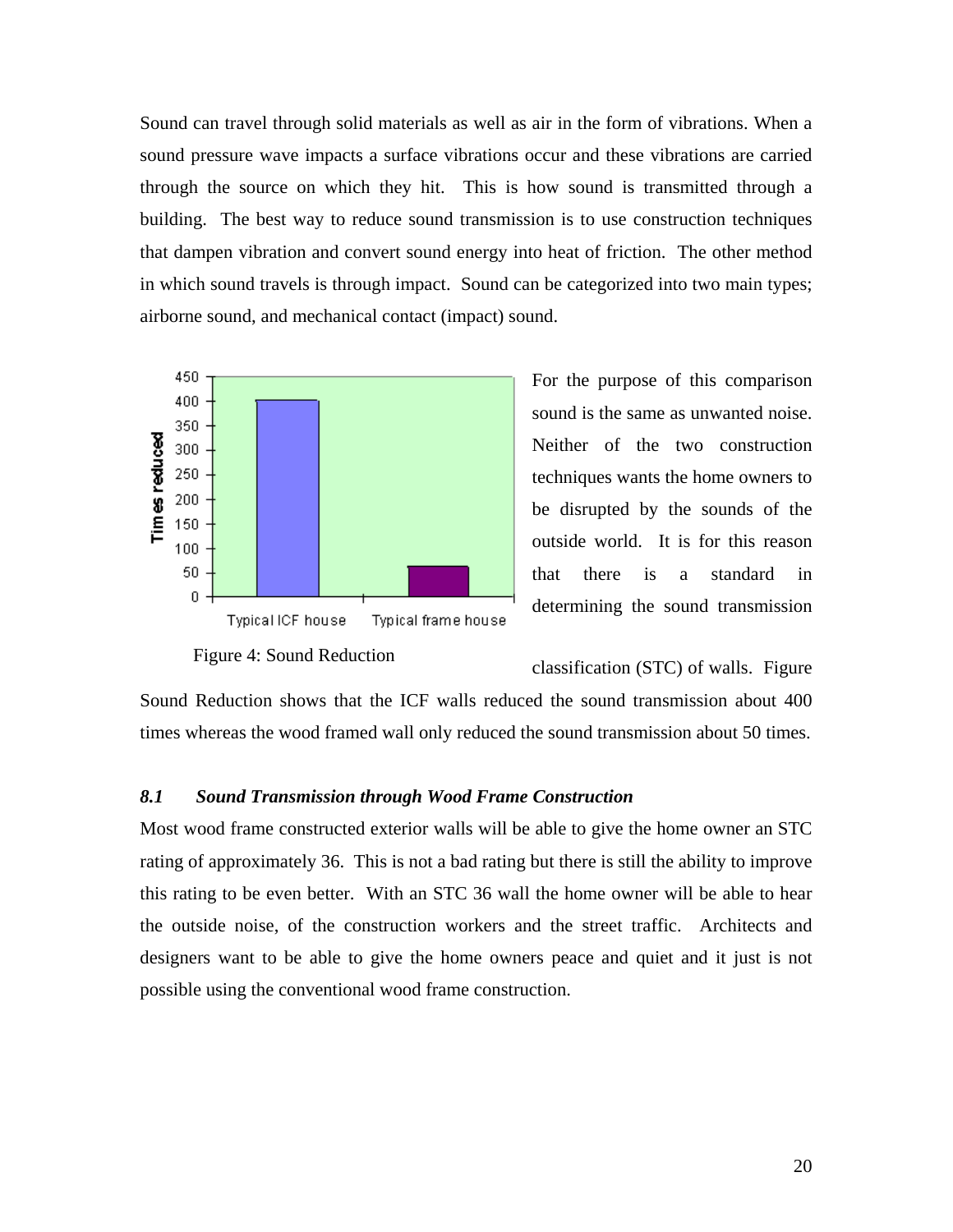Sound can travel through solid materials as well as air in the form of vibrations. When a sound pressure wave impacts a surface vibrations occur and these vibrations are carried through the source on which they hit. This is how sound is transmitted through a building. The best way to reduce sound transmission is to use construction techniques that dampen vibration and convert sound energy into heat of friction. The other method in which sound travels is through impact. Sound can be categorized into two main types; airborne sound, and mechanical contact (impact) sound.

Figure 4: Sound Reduction

For the purpose of this comparison sound is the same as unwanted noise. Neither of the two construction techniques wants the home owners to be disrupted by the sounds of the outside world. It is for this reason that there is a standard in determining the sound transmission classification (STC) of walls. Figure Sound Reduction shows that the ICF walls reduced the sound transmission about 400 times whereas the wood framed wall only reduced the sound transmission about 50 times.

### *8.1 Sound Transmission through Wood Frame Construction*

Most wood frame constructed exterior walls will be able to give the home owner an STC rating of approximately 36. This is not a bad rating but there is still the ability to improve this rating to be even better. With an STC 36 wall the home owner will be able to hear the outside noise, of the construction workers and the street traffic. Architects and designers want to be able to give the home owners peace and quiet and it just is not possible using the conventional wood frame construction.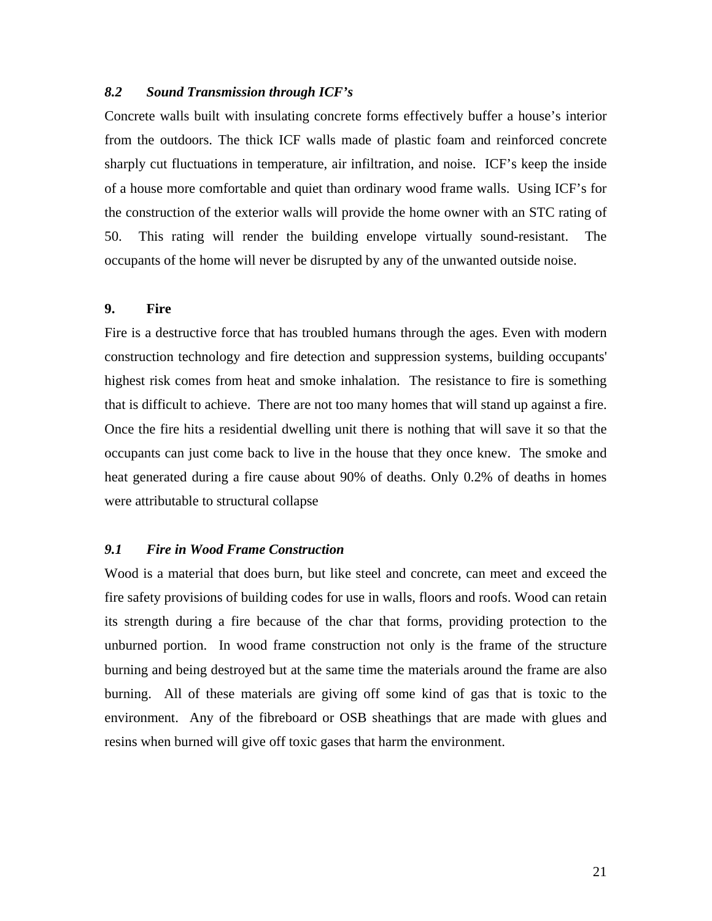### *8.2 Sound Transmission through ICF's*

Concrete walls built with insulating concrete forms effectively buffer a house's interior from the outdoors. The thick ICF walls made of plastic foam and reinforced concrete sharply cut fluctuations in temperature, air infiltration, and noise. ICF's keep the inside of a house more comfortable and quiet than ordinary wood frame walls. Using ICF's for the construction of the exterior walls will provide the home owner with an STC rating of 50. This rating will render the building envelope virtually sound-resistant. The occupants of the home will never be disrupted by any of the unwanted outside noise.

## 9. Fire

Fire is a destructive force that has troubled humans through the ages. Even with modern construction technology and fire detection and suppression systems, building occupants' highest risk comes from heat and smoke inhalation. The resistance to fire is something that is difficult to achieve. There are not too many homes that will stand up against a fire. Once the fire hits a residential dwelling unit there is nothing that will save it so that the occupants can just come back to live in the house that they once knew. The smoke and heat generated during a fire cause about 90% of deaths. Only 0.2% of deaths in homes were attributable to structural collapse

### *9.1 Fire in Wood Frame Construction*

Wood is a material that does burn, but like steel and concrete, can meet and exceed the fire safety provisions of building codes for use in walls, floors and roofs. Wood can retain its strength during a fire because of the char that forms, providing protection to the unburned portion. In wood frame construction not only is the frame of the structure burning and being destroyed but at the same time the materials around the frame are also burning. All of these materials are giving off some kind of gas that is toxic to the environment. Any of the fibreboard or OSB sheathings that are made with glues and resins when burned will give off toxic gases that harm the environment.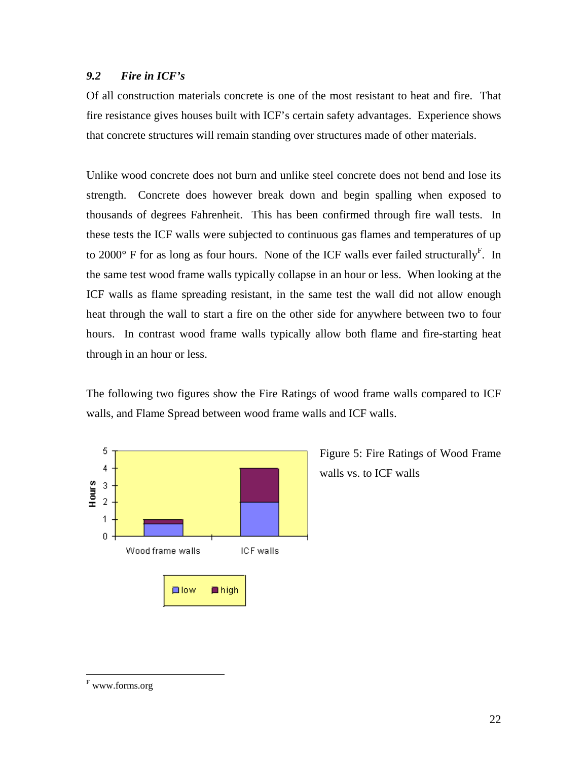### *9.2 Fire in ICF's*

Of all construction materials concrete is one of the most resistant to heat and fire. That fire resistance gives houses built with ICF's certain safety advantages. Experience shows that concrete structures will remain standing over structures made of other materials.

Unlike wood concrete does not burn and unlike steel concrete does not bend and lose its strength. Concrete does however break down and begin spalling when exposed to thousands of degrees Fahrenheit. This has been confirmed through fire wall tests. In these tests the ICF walls were subjected to continuous gas flames and temperatures of up to 2000° F for as long as four hours. None of the ICF walls ever failed structurally[F]. In the same test wood frame walls typically collapse in an hour or less. When looking at the ICF walls as flame spreading resistant, in the same test the wall did not allow enough heat through the wall to start a fire on the other side for anywhere between two to four hours. In contrast wood frame walls typically allow both flame and fire-starting heat through in an hour or less.

The following two figures show the Fire Ratings of wood frame walls compared to ICF walls, and Flame Spread between wood frame walls and ICF walls.

Figure 5: Fire Ratings of Wood Frame walls vs. to ICF walls

---

[F] www.forms.org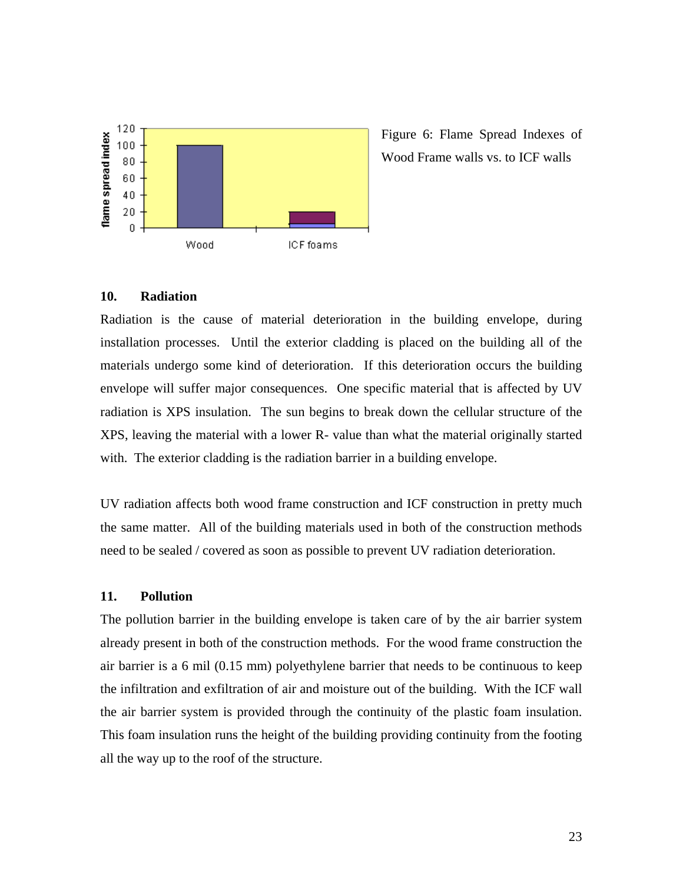Figure 6: Flame Spread Indexes of Wood Frame walls vs. to ICF walls

### 10. Radiation

Radiation is the cause of material deterioration in the building envelope, during installation processes. Until the exterior cladding is placed on the building all of the materials undergo some kind of deterioration. If this deterioration occurs the building envelope will suffer major consequences. One specific material that is affected by UV radiation is XPS insulation. The sun begins to break down the cellular structure of the XPS, leaving the material with a lower R- value than what the material originally started with. The exterior cladding is the radiation barrier in a building envelope.

UV radiation affects both wood frame construction and ICF construction in pretty much the same matter. All of the building materials used in both of the construction methods need to be sealed / covered as soon as possible to prevent UV radiation deterioration.

### 11. Pollution

The pollution barrier in the building envelope is taken care of by the air barrier system already present in both of the construction methods. For the wood frame construction the air barrier is a 6 mil (0.15 mm) polyethylene barrier that needs to be continuous to keep the infiltration and exfiltration of air and moisture out of the building. With the ICF wall the air barrier system is provided through the continuity of the plastic foam insulation. This foam insulation runs the height of the building providing continuity from the footing all the way up to the roof of the structure.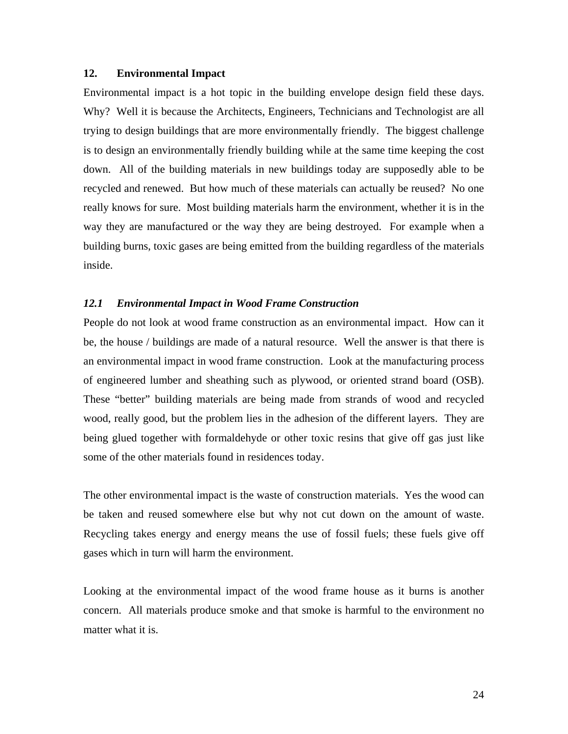## 12. Environmental Impact

Environmental impact is a hot topic in the building envelope design field these days. Why? Well it is because the Architects, Engineers, Technicians and Technologist are all trying to design buildings that are more environmentally friendly. The biggest challenge is to design an environmentally friendly building while at the same time keeping the cost down. All of the building materials in new buildings today are supposedly able to be recycled and renewed. But how much of these materials can actually be reused? No one really knows for sure. Most building materials harm the environment, whether it is in the way they are manufactured or the way they are being destroyed. For example when a building burns, toxic gases are being emitted from the building regardless of the materials inside.

### *12.1 Environmental Impact in Wood Frame Construction*

People do not look at wood frame construction as an environmental impact. How can it be, the house / buildings are made of a natural resource. Well the answer is that there is an environmental impact in wood frame construction. Look at the manufacturing process of engineered lumber and sheathing such as plywood, or oriented strand board (OSB). These "better" building materials are being made from strands of wood and recycled wood, really good, but the problem lies in the adhesion of the different layers. They are being glued together with formaldehyde or other toxic resins that give off gas just like some of the other materials found in residences today.

The other environmental impact is the waste of construction materials. Yes the wood can be taken and reused somewhere else but why not cut down on the amount of waste. Recycling takes energy and energy means the use of fossil fuels; these fuels give off gases which in turn will harm the environment.

Looking at the environmental impact of the wood frame house as it burns is another concern. All materials produce smoke and that smoke is harmful to the environment no matter what it is.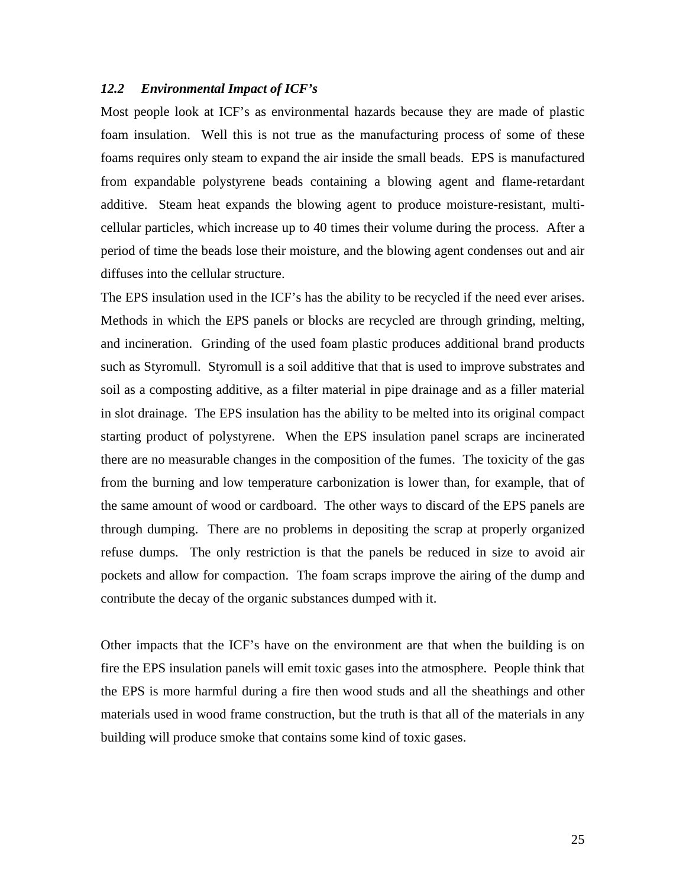### *12.2 Environmental Impact of ICF's*

Most people look at ICF's as environmental hazards because they are made of plastic foam insulation. Well this is not true as the manufacturing process of some of these foams requires only steam to expand the air inside the small beads. EPS is manufactured from expandable polystyrene beads containing a blowing agent and flame-retardant additive. Steam heat expands the blowing agent to produce moisture-resistant, multi-cellular particles, which increase up to 40 times their volume during the process. After a period of time the beads lose their moisture, and the blowing agent condenses out and air diffuses into the cellular structure.

The EPS insulation used in the ICF's has the ability to be recycled if the need ever arises. Methods in which the EPS panels or blocks are recycled are through grinding, melting, and incineration. Grinding of the used foam plastic produces additional brand products such as Styromull. Styromull is a soil additive that that is used to improve substrates and soil as a composting additive, as a filter material in pipe drainage and as a filler material in slot drainage. The EPS insulation has the ability to be melted into its original compact starting product of polystyrene. When the EPS insulation panel scraps are incinerated there are no measurable changes in the composition of the fumes. The toxicity of the gas from the burning and low temperature carbonization is lower than, for example, that of the same amount of wood or cardboard. The other ways to discard of the EPS panels are through dumping. There are no problems in depositing the scrap at properly organized refuse dumps. The only restriction is that the panels be reduced in size to avoid air pockets and allow for compaction. The foam scraps improve the airing of the dump and contribute the decay of the organic substances dumped with it.

Other impacts that the ICF's have on the environment are that when the building is on fire the EPS insulation panels will emit toxic gases into the atmosphere. People think that the EPS is more harmful during a fire then wood studs and all the sheathings and other materials used in wood frame construction, but the truth is that all of the materials in any building will produce smoke that contains some kind of toxic gases.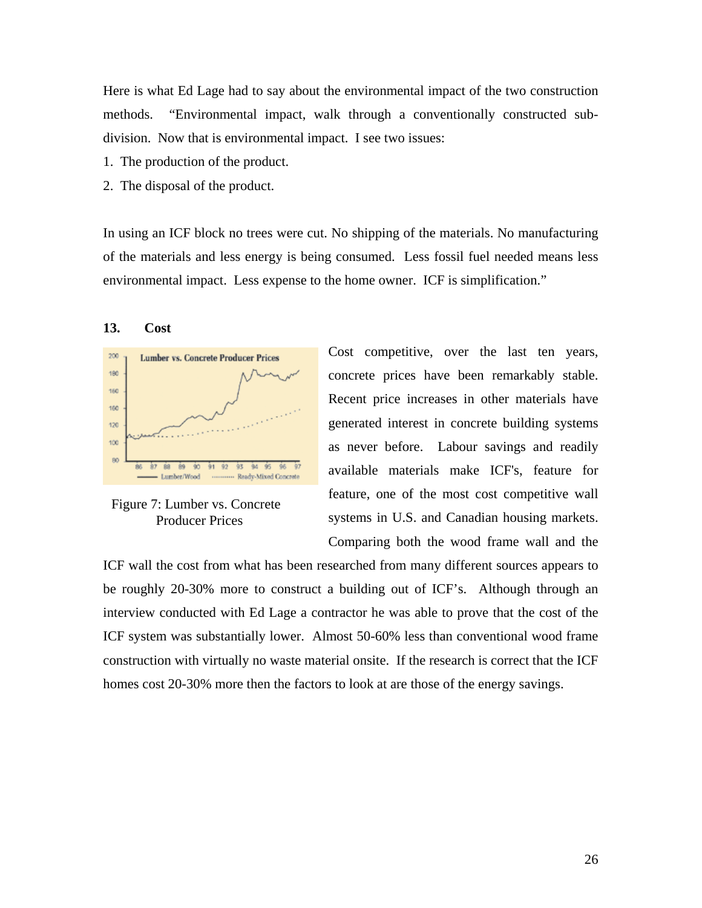Here is what Ed Lage had to say about the environmental impact of the two construction methods. "Environmental impact, walk through a conventionally constructed sub-division. Now that is environmental impact. I see two issues:

1. The production of the product.
2. The disposal of the product.

In using an ICF block no trees were cut. No shipping of the materials. No manufacturing of the materials and less energy is being consumed. Less fossil fuel needed means less environmental impact. Less expense to the home owner. ICF is simplification."

### 13. Cost

Figure 7: Lumber vs. Concrete Producer Prices

Cost competitive, over the last ten years, concrete prices have been remarkably stable. Recent price increases in other materials have generated interest in concrete building systems as never before. Labour savings and readily available materials make ICF's, feature for feature, one of the most cost competitive wall systems in U.S. and Canadian housing markets. Comparing both the wood frame wall and the ICF wall the cost from what has been researched from many different sources appears to be roughly 20-30% more to construct a building out of ICF's. Although through an interview conducted with Ed Lage a contractor he was able to prove that the cost of the ICF system was substantially lower. Almost 50-60% less than conventional wood frame construction with virtually no waste material onsite. If the research is correct that the ICF homes cost 20-30% more then the factors to look at are those of the energy savings.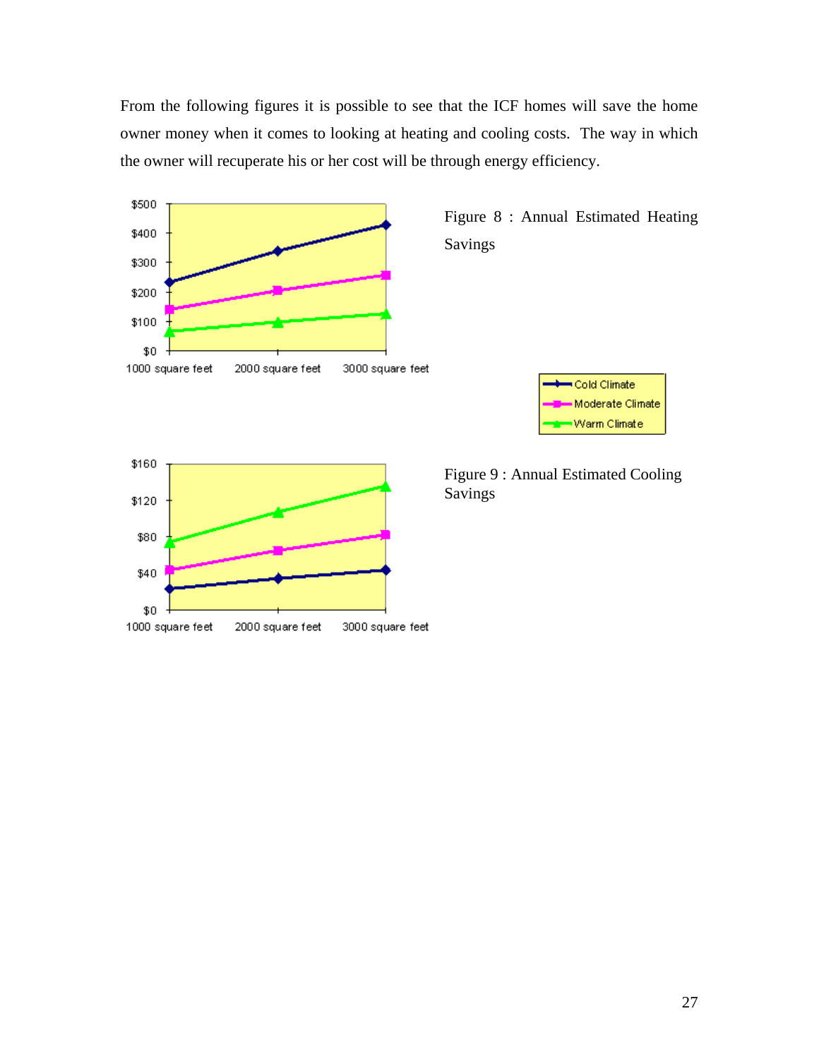From the following figures it is possible to see that the ICF homes will save the home owner money when it comes to looking at heating and cooling costs. The way in which the owner will recuperate his or her cost will be through energy efficiency.

Figure 8 : Annual Estimated Heating Savings

Figure 9 : Annual Estimated Cooling Savings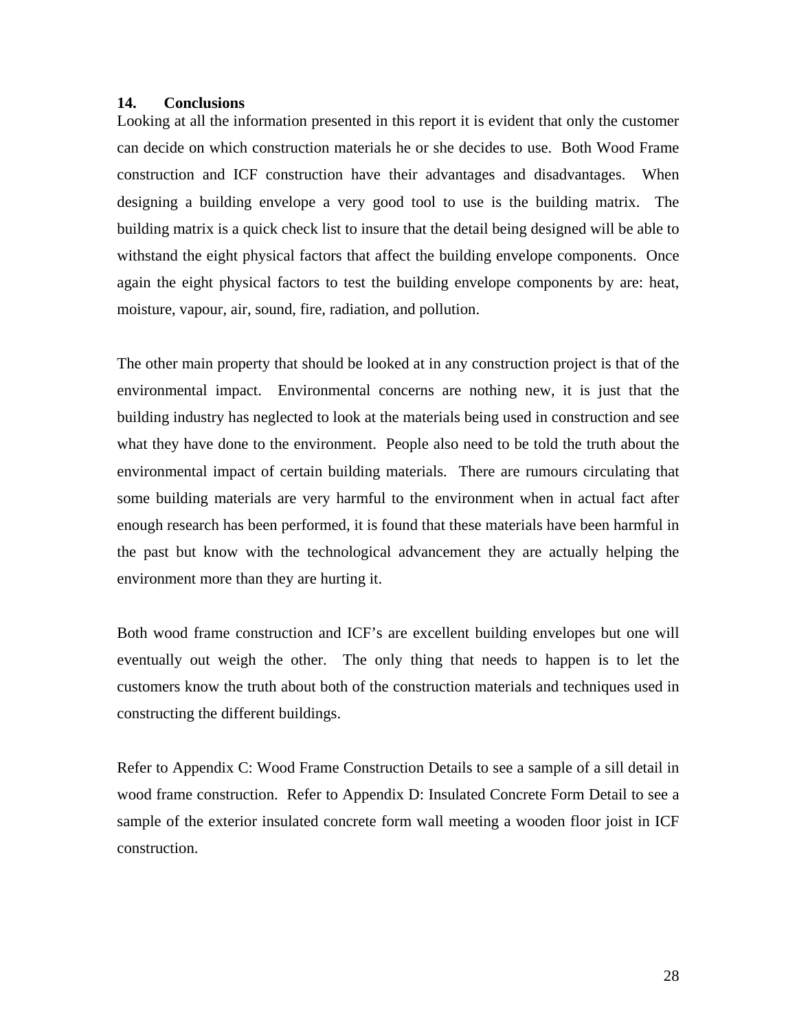## 14. Conclusions

Looking at all the information presented in this report it is evident that only the customer can decide on which construction materials he or she decides to use. Both Wood Frame construction and ICF construction have their advantages and disadvantages. When designing a building envelope a very good tool to use is the building matrix. The building matrix is a quick check list to insure that the detail being designed will be able to withstand the eight physical factors that affect the building envelope components. Once again the eight physical factors to test the building envelope components by are: heat, moisture, vapour, air, sound, fire, radiation, and pollution.

The other main property that should be looked at in any construction project is that of the environmental impact. Environmental concerns are nothing new, it is just that the building industry has neglected to look at the materials being used in construction and see what they have done to the environment. People also need to be told the truth about the environmental impact of certain building materials. There are rumours circulating that some building materials are very harmful to the environment when in actual fact after enough research has been performed, it is found that these materials have been harmful in the past but know with the technological advancement they are actually helping the environment more than they are hurting it.

Both wood frame construction and ICF's are excellent building envelopes but one will eventually out weigh the other. The only thing that needs to happen is to let the customers know the truth about both of the construction materials and techniques used in constructing the different buildings.

Refer to Appendix C: Wood Frame Construction Details to see a sample of a sill detail in wood frame construction. Refer to Appendix D: Insulated Concrete Form Detail to see a sample of the exterior insulated concrete form wall meeting a wooden floor joist in ICF construction.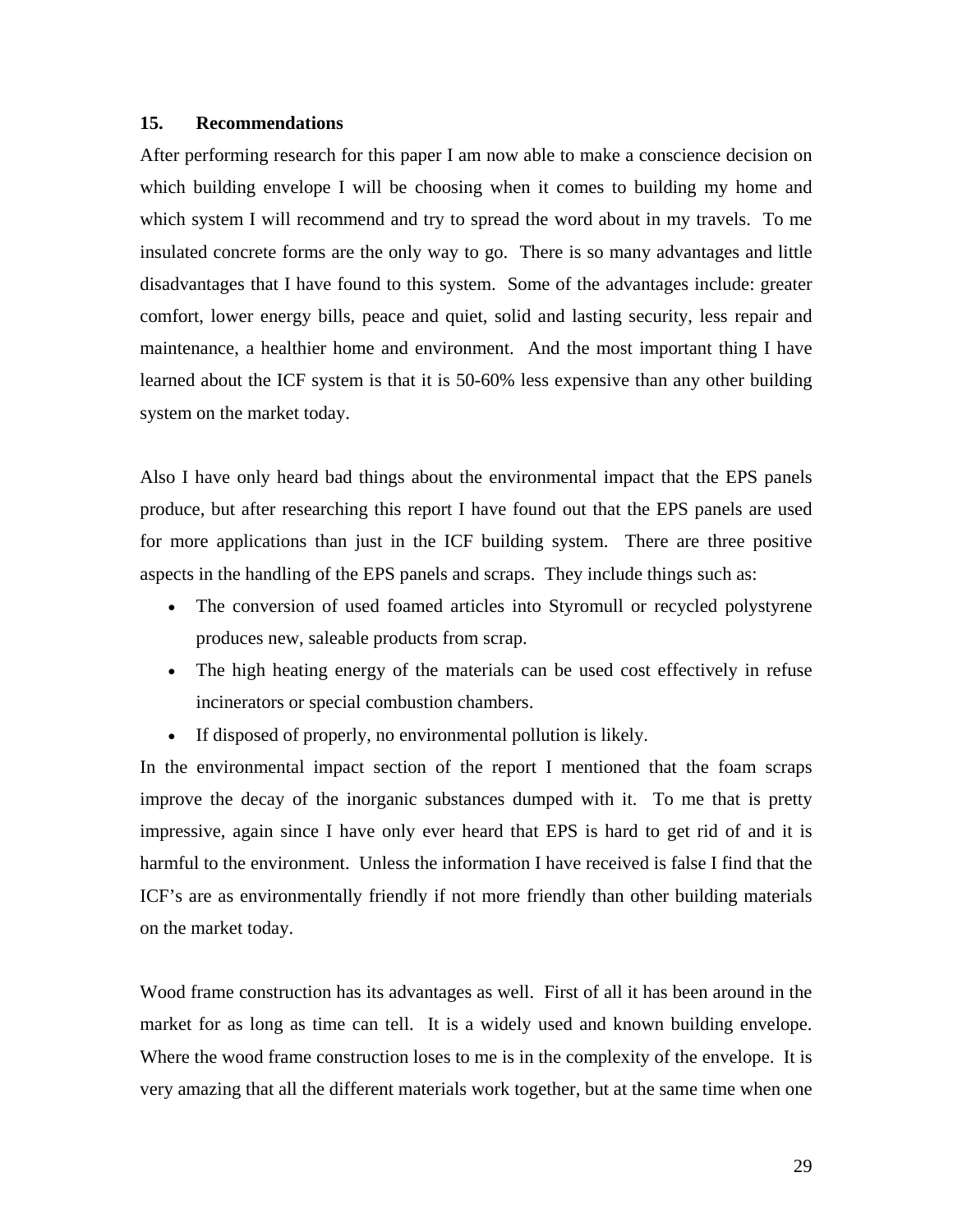## 15. Recommendations

After performing research for this paper I am now able to make a conscience decision on which building envelope I will be choosing when it comes to building my home and which system I will recommend and try to spread the word about in my travels. To me insulated concrete forms are the only way to go. There is so many advantages and little disadvantages that I have found to this system. Some of the advantages include: greater comfort, lower energy bills, peace and quiet, solid and lasting security, less repair and maintenance, a healthier home and environment. And the most important thing I have learned about the ICF system is that it is 50-60% less expensive than any other building system on the market today.

Also I have only heard bad things about the environmental impact that the EPS panels produce, but after researching this report I have found out that the EPS panels are used for more applications than just in the ICF building system. There are three positive aspects in the handling of the EPS panels and scraps. They include things such as:

- The conversion of used foamed articles into Styromull or recycled polystyrene produces new, saleable products from scrap.
- The high heating energy of the materials can be used cost effectively in refuse incinerators or special combustion chambers.
- If disposed of properly, no environmental pollution is likely.

In the environmental impact section of the report I mentioned that the foam scraps improve the decay of the inorganic substances dumped with it. To me that is pretty impressive, again since I have only ever heard that EPS is hard to get rid of and it is harmful to the environment. Unless the information I have received is false I find that the ICF's are as environmentally friendly if not more friendly than other building materials on the market today.

Wood frame construction has its advantages as well. First of all it has been around in the market for as long as time can tell. It is a widely used and known building envelope. Where the wood frame construction loses to me is in the complexity of the envelope. It is very amazing that all the different materials work together, but at the same time when one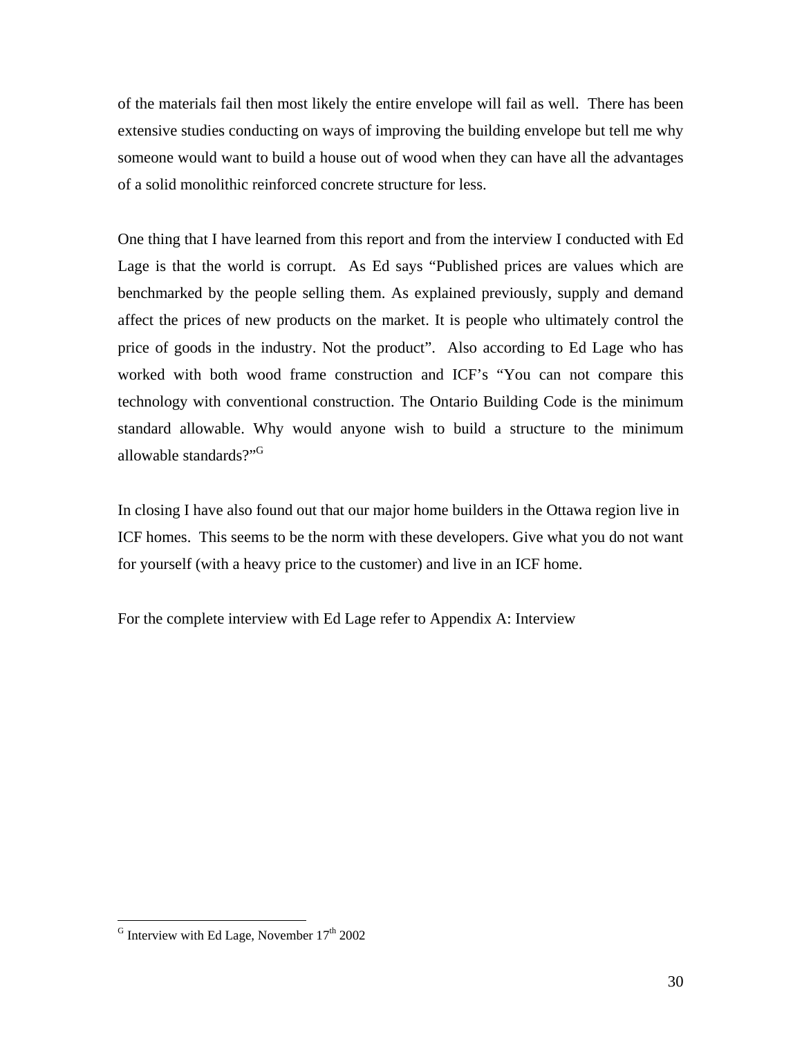of the materials fail then most likely the entire envelope will fail as well. There has been extensive studies conducting on ways of improving the building envelope but tell me why someone would want to build a house out of wood when they can have all the advantages of a solid monolithic reinforced concrete structure for less.

One thing that I have learned from this report and from the interview I conducted with Ed Lage is that the world is corrupt. As Ed says "Published prices are values which are benchmarked by the people selling them. As explained previously, supply and demand affect the prices of new products on the market. It is people who ultimately control the price of goods in the industry. Not the product". Also according to Ed Lage who has worked with both wood frame construction and ICF's "You can not compare this technology with conventional construction. The Ontario Building Code is the minimum standard allowable. Why would anyone wish to build a structure to the minimum allowable standards?"[G]

In closing I have also found out that our major home builders in the Ottawa region live in ICF homes. This seems to be the norm with these developers. Give what you do not want for yourself (with a heavy price to the customer) and live in an ICF home.

For the complete interview with Ed Lage refer to Appendix A: Interview

---

[G] Interview with Ed Lage, November 17th 2002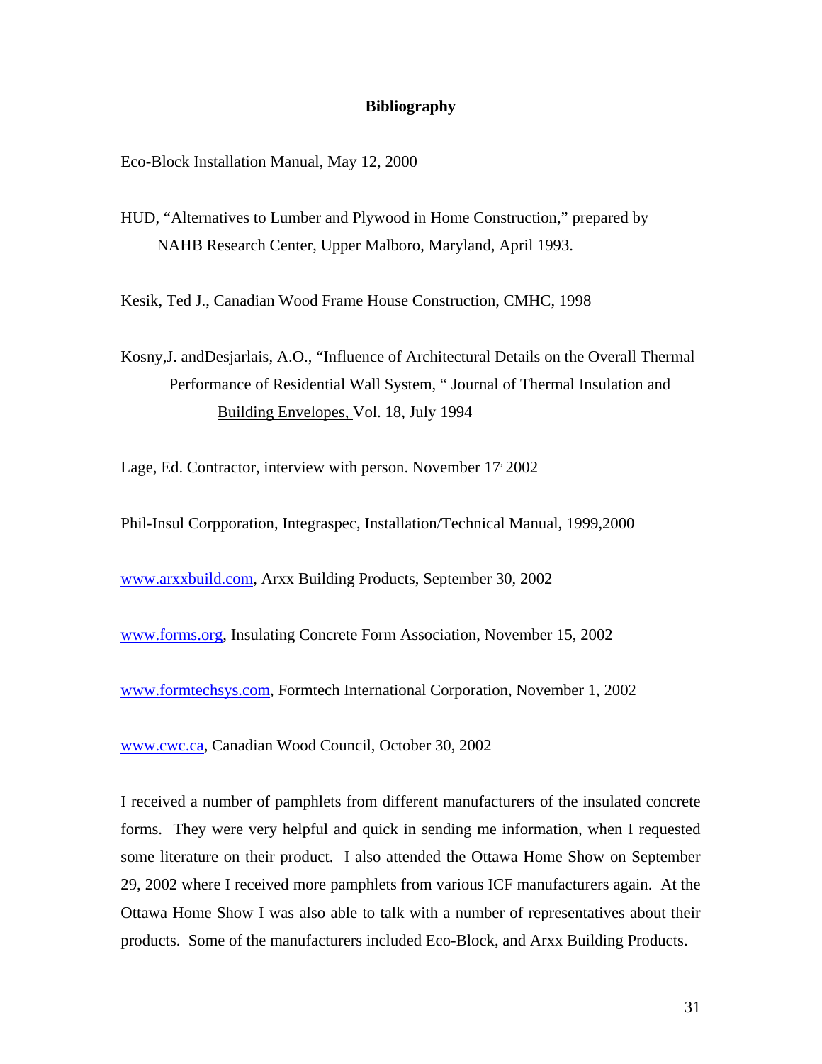# Bibliography

Eco-Block Installation Manual, May 12, 2000

HUD, "Alternatives to Lumber and Plywood in Home Construction," prepared by NAHB Research Center, Upper Malboro, Maryland, April 1993.

Kesik, Ted J., Canadian Wood Frame House Construction, CMHC, 1998

Kosny,J. andDesjarlais, A.O., "Influence of Architectural Details on the Overall Thermal Performance of Residential Wall System, " Journal of Thermal Insulation and Building Envelopes, Vol. 18, July 1994

Lage, Ed. Contractor, interview with person. November 17, 2002

Phil-Insul Corpporation, Integraspec, Installation/Technical Manual, 1999,2000

www.arxxbuild.com, Arxx Building Products, September 30, 2002

www.forms.org, Insulating Concrete Form Association, November 15, 2002

www.formtechsys.com, Formtech International Corporation, November 1, 2002

www.cwc.ca, Canadian Wood Council, October 30, 2002

I received a number of pamphlets from different manufacturers of the insulated concrete forms. They were very helpful and quick in sending me information, when I requested some literature on their product. I also attended the Ottawa Home Show on September 29, 2002 where I received more pamphlets from various ICF manufacturers again. At the Ottawa Home Show I was also able to talk with a number of representatives about their products. Some of the manufacturers included Eco-Block, and Arxx Building Products.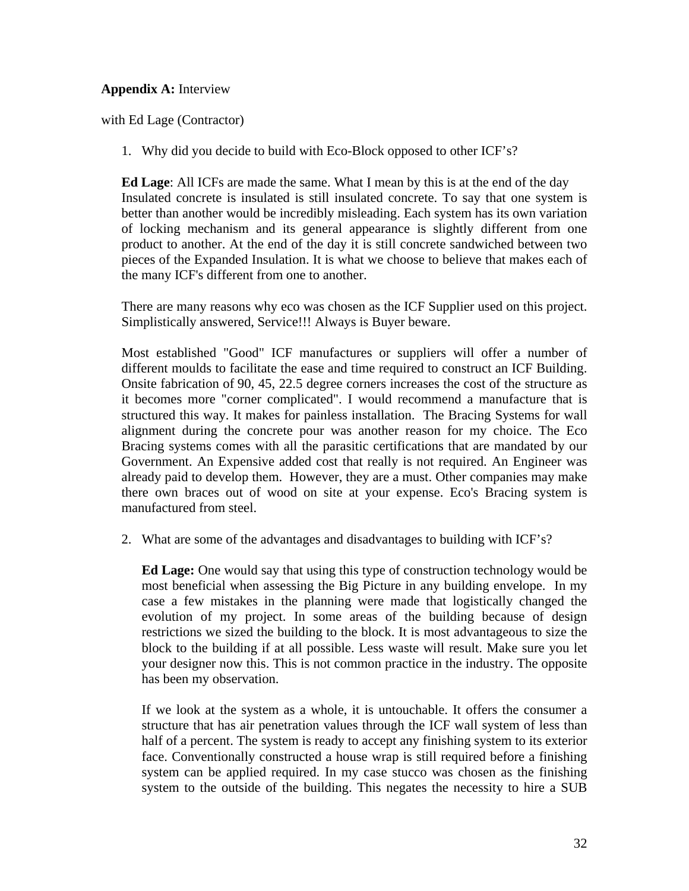**Appendix A:** Interview

with Ed Lage (Contractor)

1. Why did you decide to build with Eco-Block opposed to other ICF's?

   **Ed Lage**: All ICFs are made the same. What I mean by this is at the end of the day Insulated concrete is insulated is still insulated concrete. To say that one system is better than another would be incredibly misleading. Each system has its own variation of locking mechanism and its general appearance is slightly different from one product to another. At the end of the day it is still concrete sandwiched between two pieces of the Expanded Insulation. It is what we choose to believe that makes each of the many ICF's different from one to another.

   There are many reasons why eco was chosen as the ICF Supplier used on this project. Simplistically answered, Service!!! Always is Buyer beware.

   Most established "Good" ICF manufactures or suppliers will offer a number of different moulds to facilitate the ease and time required to construct an ICF Building. Onsite fabrication of 90, 45, 22.5 degree corners increases the cost of the structure as it becomes more "corner complicated". I would recommend a manufacture that is structured this way. It makes for painless installation. The Bracing Systems for wall alignment during the concrete pour was another reason for my choice. The Eco Bracing systems comes with all the parasitic certifications that are mandated by our Government. An Expensive added cost that really is not required. An Engineer was already paid to develop them. However, they are a must. Other companies may make there own braces out of wood on site at your expense. Eco's Bracing system is manufactured from steel.

2. What are some of the advantages and disadvantages to building with ICF's?

   **Ed Lage:** One would say that using this type of construction technology would be most beneficial when assessing the Big Picture in any building envelope. In my case a few mistakes in the planning were made that logistically changed the evolution of my project. In some areas of the building because of design restrictions we sized the building to the block. It is most advantageous to size the block to the building if at all possible. Less waste will result. Make sure you let your designer now this. This is not common practice in the industry. The opposite has been my observation.

   If we look at the system as a whole, it is untouchable. It offers the consumer a structure that has air penetration values through the ICF wall system of less than half of a percent. The system is ready to accept any finishing system to its exterior face. Conventionally constructed a house wrap is still required before a finishing system can be applied required. In my case stucco was chosen as the finishing system to the outside of the building. This negates the necessity to hire a SUB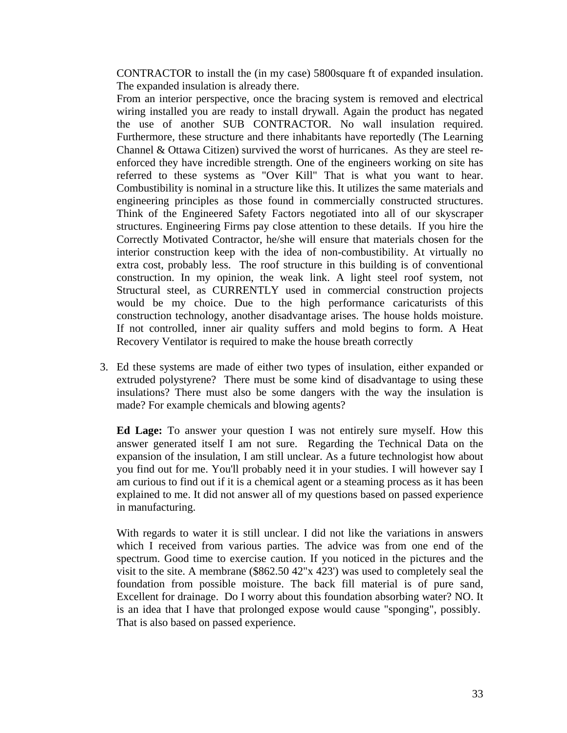CONTRACTOR to install the (in my case) 5800square ft of expanded insulation. The expanded insulation is already there.

From an interior perspective, once the bracing system is removed and electrical wiring installed you are ready to install drywall. Again the product has negated the use of another SUB CONTRACTOR. No wall insulation required. Furthermore, these structure and there inhabitants have reportedly (The Learning Channel & Ottawa Citizen) survived the worst of hurricanes. As they are steel re-enforced they have incredible strength. One of the engineers working on site has referred to these systems as "Over Kill" That is what you want to hear. Combustibility is nominal in a structure like this. It utilizes the same materials and engineering principles as those found in commercially constructed structures. Think of the Engineered Safety Factors negotiated into all of our skyscraper structures. Engineering Firms pay close attention to these details. If you hire the Correctly Motivated Contractor, he/she will ensure that materials chosen for the interior construction keep with the idea of non-combustibility. At virtually no extra cost, probably less. The roof structure in this building is of conventional construction. In my opinion, the weak link. A light steel roof system, not Structural steel, as CURRENTLY used in commercial construction projects would be my choice. Due to the high performance caricaturists of this construction technology, another disadvantage arises. The house holds moisture. If not controlled, inner air quality suffers and mold begins to form. A Heat Recovery Ventilator is required to make the house breath correctly

3. Ed these systems are made of either two types of insulation, either expanded or extruded polystyrene? There must be some kind of disadvantage to using these insulations? There must also be some dangers with the way the insulation is made? For example chemicals and blowing agents?

   **Ed Lage:** To answer your question I was not entirely sure myself. How this answer generated itself I am not sure. Regarding the Technical Data on the expansion of the insulation, I am still unclear. As a future technologist how about you find out for me. You'll probably need it in your studies. I will however say I am curious to find out if it is a chemical agent or a steaming process as it has been explained to me. It did not answer all of my questions based on passed experience in manufacturing.

   With regards to water it is still unclear. I did not like the variations in answers which I received from various parties. The advice was from one end of the spectrum. Good time to exercise caution. If you noticed in the pictures and the visit to the site. A membrane ($862.50 42"x 423') was used to completely seal the foundation from possible moisture. The back fill material is of pure sand, Excellent for drainage. Do I worry about this foundation absorbing water? NO. It is an idea that I have that prolonged expose would cause "sponging", possibly. That is also based on passed experience.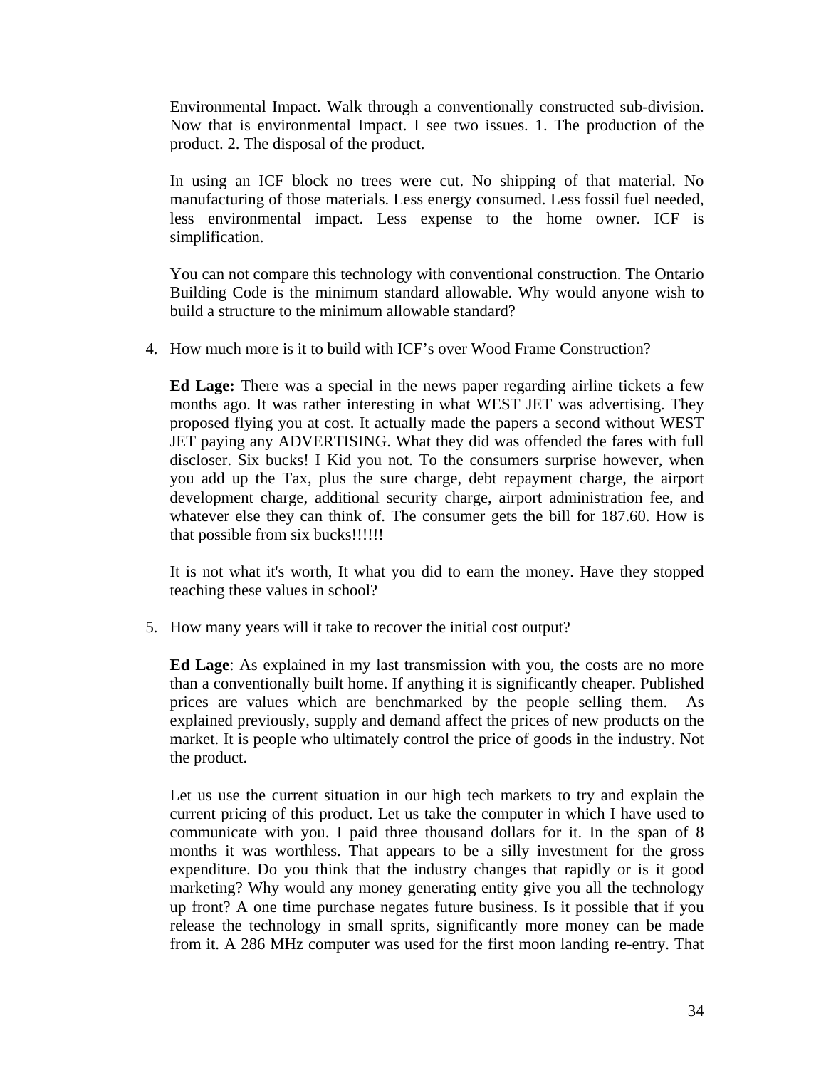Environmental Impact. Walk through a conventionally constructed sub-division. Now that is environmental Impact. I see two issues. 1. The production of the product. 2. The disposal of the product.

In using an ICF block no trees were cut. No shipping of that material. No manufacturing of those materials. Less energy consumed. Less fossil fuel needed, less environmental impact. Less expense to the home owner. ICF is simplification.

You can not compare this technology with conventional construction. The Ontario Building Code is the minimum standard allowable. Why would anyone wish to build a structure to the minimum allowable standard?

4. How much more is it to build with ICF's over Wood Frame Construction?

   **Ed Lage:** There was a special in the news paper regarding airline tickets a few months ago. It was rather interesting in what WEST JET was advertising. They proposed flying you at cost. It actually made the papers a second without WEST JET paying any ADVERTISING. What they did was offended the fares with full discloser. Six bucks! I Kid you not. To the consumers surprise however, when you add up the Tax, plus the sure charge, debt repayment charge, the airport development charge, additional security charge, airport administration fee, and whatever else they can think of. The consumer gets the bill for 187.60. How is that possible from six bucks!!!!!!

   It is not what it's worth, It what you did to earn the money. Have they stopped teaching these values in school?

5. How many years will it take to recover the initial cost output?

   **Ed Lage**: As explained in my last transmission with you, the costs are no more than a conventionally built home. If anything it is significantly cheaper. Published prices are values which are benchmarked by the people selling them. As explained previously, supply and demand affect the prices of new products on the market. It is people who ultimately control the price of goods in the industry. Not the product.

   Let us use the current situation in our high tech markets to try and explain the current pricing of this product. Let us take the computer in which I have used to communicate with you. I paid three thousand dollars for it. In the span of 8 months it was worthless. That appears to be a silly investment for the gross expenditure. Do you think that the industry changes that rapidly or is it good marketing? Why would any money generating entity give you all the technology up front? A one time purchase negates future business. Is it possible that if you release the technology in small sprits, significantly more money can be made from it. A 286 MHz computer was used for the first moon landing re-entry. That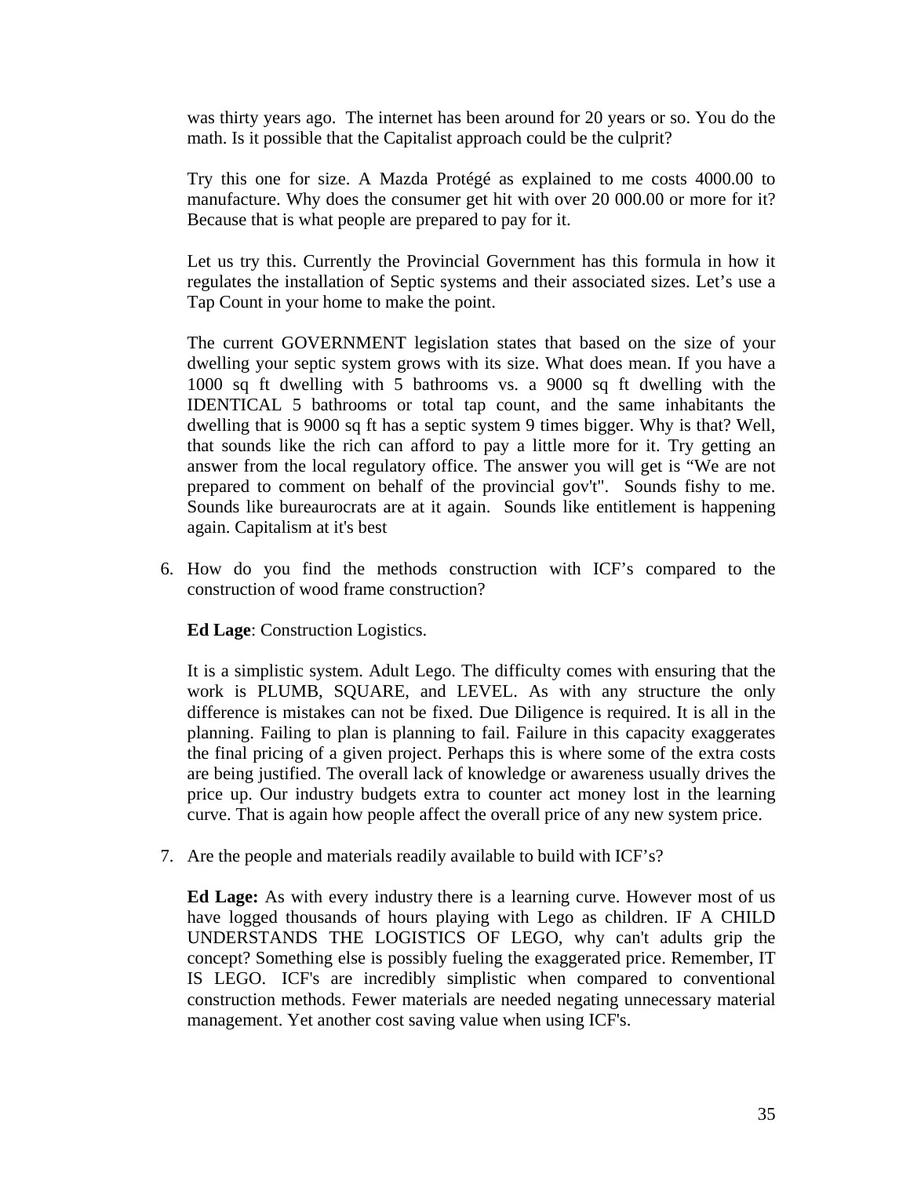was thirty years ago. The internet has been around for 20 years or so. You do the math. Is it possible that the Capitalist approach could be the culprit?

Try this one for size. A Mazda Protégé as explained to me costs 4000.00 to manufacture. Why does the consumer get hit with over 20 000.00 or more for it? Because that is what people are prepared to pay for it.

Let us try this. Currently the Provincial Government has this formula in how it regulates the installation of Septic systems and their associated sizes. Let's use a Tap Count in your home to make the point.

The current GOVERNMENT legislation states that based on the size of your dwelling your septic system grows with its size. What does mean. If you have a 1000 sq ft dwelling with 5 bathrooms vs. a 9000 sq ft dwelling with the IDENTICAL 5 bathrooms or total tap count, and the same inhabitants the dwelling that is 9000 sq ft has a septic system 9 times bigger. Why is that? Well, that sounds like the rich can afford to pay a little more for it. Try getting an answer from the local regulatory office. The answer you will get is "We are not prepared to comment on behalf of the provincial gov't". Sounds fishy to me. Sounds like bureaurocrats are at it again. Sounds like entitlement is happening again. Capitalism at it's best

6. How do you find the methods construction with ICF's compared to the construction of wood frame construction?

   **Ed Lage**: Construction Logistics.

   It is a simplistic system. Adult Lego. The difficulty comes with ensuring that the work is PLUMB, SQUARE, and LEVEL. As with any structure the only difference is mistakes can not be fixed. Due Diligence is required. It is all in the planning. Failing to plan is planning to fail. Failure in this capacity exaggerates the final pricing of a given project. Perhaps this is where some of the extra costs are being justified. The overall lack of knowledge or awareness usually drives the price up. Our industry budgets extra to counter act money lost in the learning curve. That is again how people affect the overall price of any new system price.

7. Are the people and materials readily available to build with ICF's?

   **Ed Lage:** As with every industry there is a learning curve. However most of us have logged thousands of hours playing with Lego as children. IF A CHILD UNDERSTANDS THE LOGISTICS OF LEGO, why can't adults grip the concept? Something else is possibly fueling the exaggerated price. Remember, IT IS LEGO. ICF's are incredibly simplistic when compared to conventional construction methods. Fewer materials are needed negating unnecessary material management. Yet another cost saving value when using ICF's.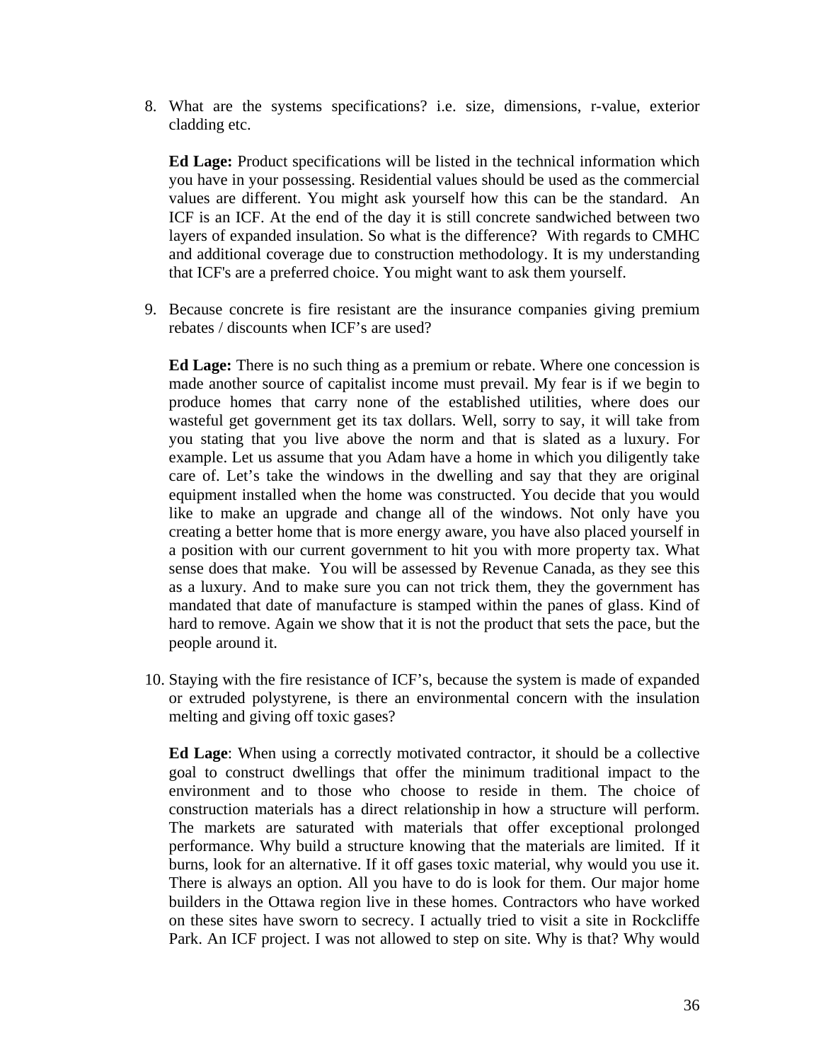8. What are the systems specifications? i.e. size, dimensions, r-value, exterior cladding etc.

   **Ed Lage:** Product specifications will be listed in the technical information which you have in your possessing. Residential values should be used as the commercial values are different. You might ask yourself how this can be the standard. An ICF is an ICF. At the end of the day it is still concrete sandwiched between two layers of expanded insulation. So what is the difference? With regards to CMHC and additional coverage due to construction methodology. It is my understanding that ICF's are a preferred choice. You might want to ask them yourself.

9. Because concrete is fire resistant are the insurance companies giving premium rebates / discounts when ICF's are used?

   **Ed Lage:** There is no such thing as a premium or rebate. Where one concession is made another source of capitalist income must prevail. My fear is if we begin to produce homes that carry none of the established utilities, where does our wasteful get government get its tax dollars. Well, sorry to say, it will take from you stating that you live above the norm and that is slated as a luxury. For example. Let us assume that you Adam have a home in which you diligently take care of. Let's take the windows in the dwelling and say that they are original equipment installed when the home was constructed. You decide that you would like to make an upgrade and change all of the windows. Not only have you creating a better home that is more energy aware, you have also placed yourself in a position with our current government to hit you with more property tax. What sense does that make. You will be assessed by Revenue Canada, as they see this as a luxury. And to make sure you can not trick them, they the government has mandated that date of manufacture is stamped within the panes of glass. Kind of hard to remove. Again we show that it is not the product that sets the pace, but the people around it.

10. Staying with the fire resistance of ICF's, because the system is made of expanded or extruded polystyrene, is there an environmental concern with the insulation melting and giving off toxic gases?

    **Ed Lage**: When using a correctly motivated contractor, it should be a collective goal to construct dwellings that offer the minimum traditional impact to the environment and to those who choose to reside in them. The choice of construction materials has a direct relationship in how a structure will perform. The markets are saturated with materials that offer exceptional prolonged performance. Why build a structure knowing that the materials are limited. If it burns, look for an alternative. If it off gases toxic material, why would you use it. There is always an option. All you have to do is look for them. Our major home builders in the Ottawa region live in these homes. Contractors who have worked on these sites have sworn to secrecy. I actually tried to visit a site in Rockcliffe Park. An ICF project. I was not allowed to step on site. Why is that? Why would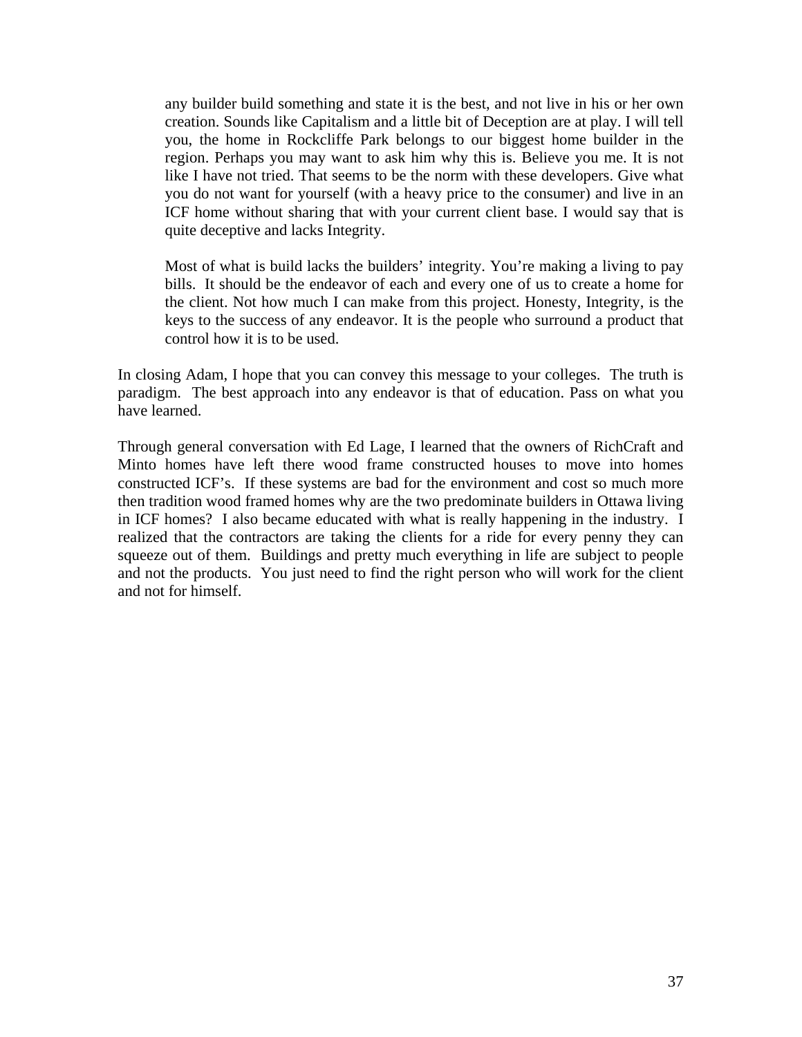> any builder build something and state it is the best, and not live in his or her own creation. Sounds like Capitalism and a little bit of Deception are at play. I will tell you, the home in Rockcliffe Park belongs to our biggest home builder in the region. Perhaps you may want to ask him why this is. Believe you me. It is not like I have not tried. That seems to be the norm with these developers. Give what you do not want for yourself (with a heavy price to the consumer) and live in an ICF home without sharing that with your current client base. I would say that is quite deceptive and lacks Integrity.
>
> Most of what is build lacks the builders' integrity. You're making a living to pay bills. It should be the endeavor of each and every one of us to create a home for the client. Not how much I can make from this project. Honesty, Integrity, is the keys to the success of any endeavor. It is the people who surround a product that control how it is to be used.

In closing Adam, I hope that you can convey this message to your colleges. The truth is paradigm. The best approach into any endeavor is that of education. Pass on what you have learned.

Through general conversation with Ed Lage, I learned that the owners of RichCraft and Minto homes have left there wood frame constructed houses to move into homes constructed ICF's. If these systems are bad for the environment and cost so much more then tradition wood framed homes why are the two predominate builders in Ottawa living in ICF homes? I also became educated with what is really happening in the industry. I realized that the contractors are taking the clients for a ride for every penny they can squeeze out of them. Buildings and pretty much everything in life are subject to people and not the products. You just need to find the right person who will work for the client and not for himself.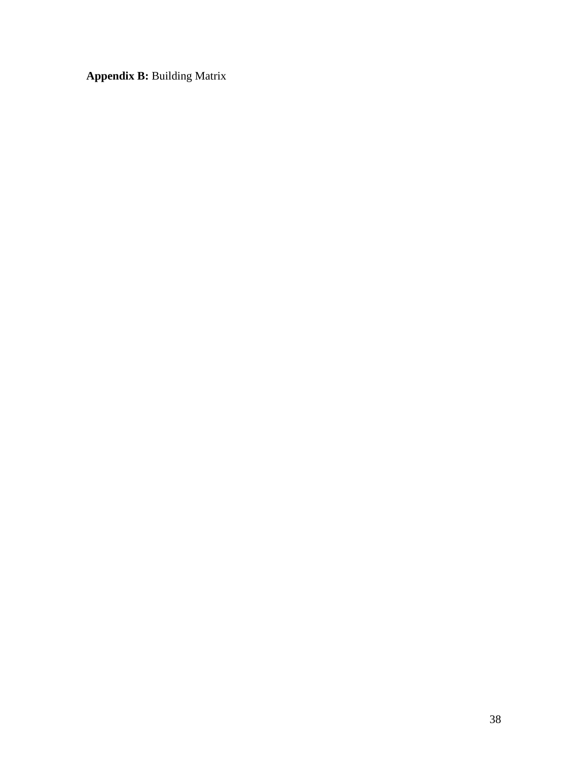**Appendix B:** Building Matrix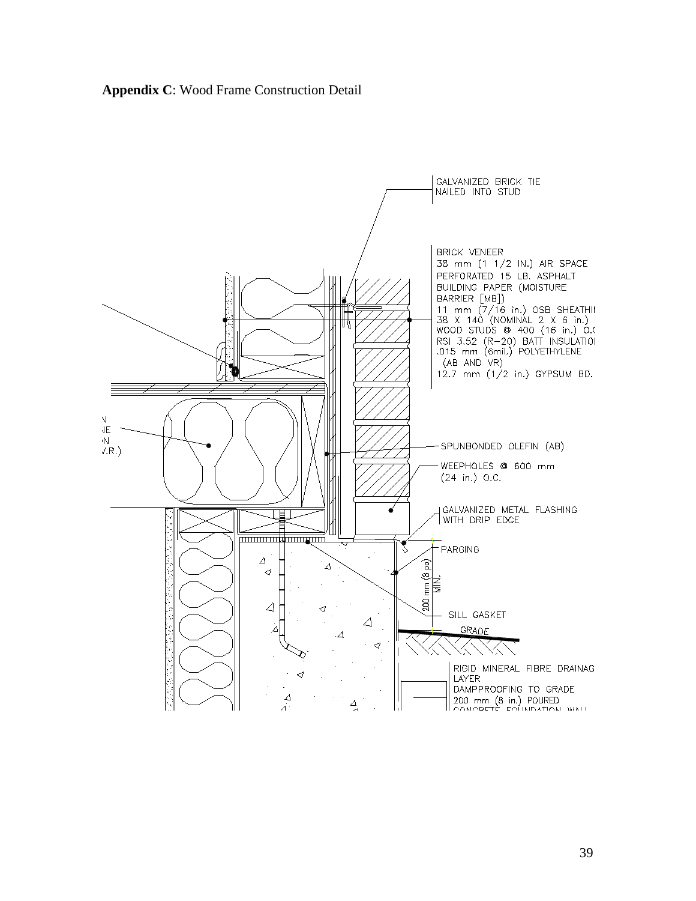**Appendix C**: Wood Frame Construction Detail

GALVANIZED BRICK TIE
NAILED INTO STUD

BRICK VENEER
38 mm (1 1/2 IN.) AIR SPACE
PERFORATED 15 LB. ASPHALT
BUILDING PAPER (MOISTURE
BARRIER [MB])
11 mm (7/16 in.) OSB SHEATHIN
38 X 140 (NOMINAL 2 X 6 in.)
WOOD STUDS @ 400 (16 in.) O.C
RSI 3.52 (R-20) BATT INSULATIOI
.015 mm (6mil.) POLYETHYLENE
(AB AND VR)
12.7 mm (1/2 in.) GYPSUM BD.

N
NE
N
V.R.)

SPUNBONDED OLEFIN (AB)

WEEPHOLES @ 600 mm
(24 in.) O.C.

GALVANIZED METAL FLASHING
WITH DRIP EDGE

PARGING

200 mm (8 pp) MIN.

SILL GASKET

GRADE

RIGID MINERAL FIBRE DRAINAG
LAYER
DAMPPROOFING TO GRADE
200 mm (8 in.) POURED
CONCRETE FOUNDATION WALL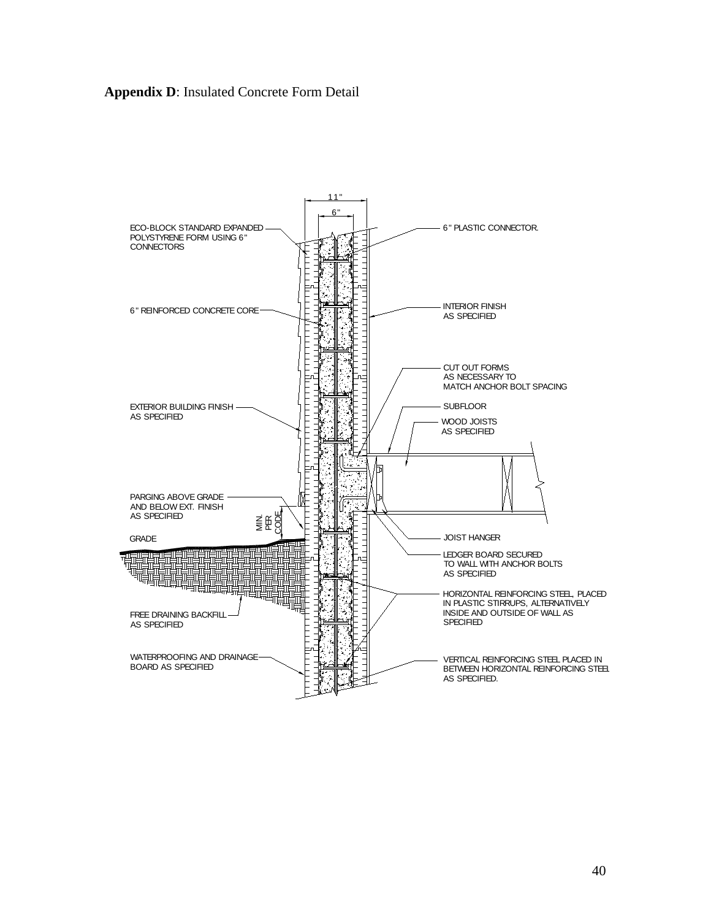**Appendix D**: Insulated Concrete Form Detail

11"

6"

ECO-BLOCK STANDARD EXPANDED POLYSTYRENE FORM USING 6" CONNECTORS

6" PLASTIC CONNECTOR.

6" REINFORCED CONCRETE CORE

INTERIOR FINISH AS SPECIFIED

CUT OUT FORMS AS NECESSARY TO MATCH ANCHOR BOLT SPACING

EXTERIOR BUILDING FINISH AS SPECIFIED

SUBFLOOR

WOOD JOISTS AS SPECIFIED

PARGING ABOVE GRADE AND BELOW EXT. FINISH AS SPECIFIED

MIN. PER CODE

GRADE

JOIST HANGER

LEDGER BOARD SECURED TO WALL WITH ANCHOR BOLTS AS SPECIFIED

HORIZONTAL REINFORCING STEEL, PLACED IN PLASTIC STIRRUPS, ALTERNATIVELY INSIDE AND OUTSIDE OF WALL AS SPECIFIED

FREE DRAINING BACKFILL AS SPECIFIED

WATERPROOFING AND DRAINAGE BOARD AS SPECIFIED

VERTICAL REINFORCING STEEL PLACED IN BETWEEN HORIZONTAL REINFORCING STEEL AS SPECIFIED.